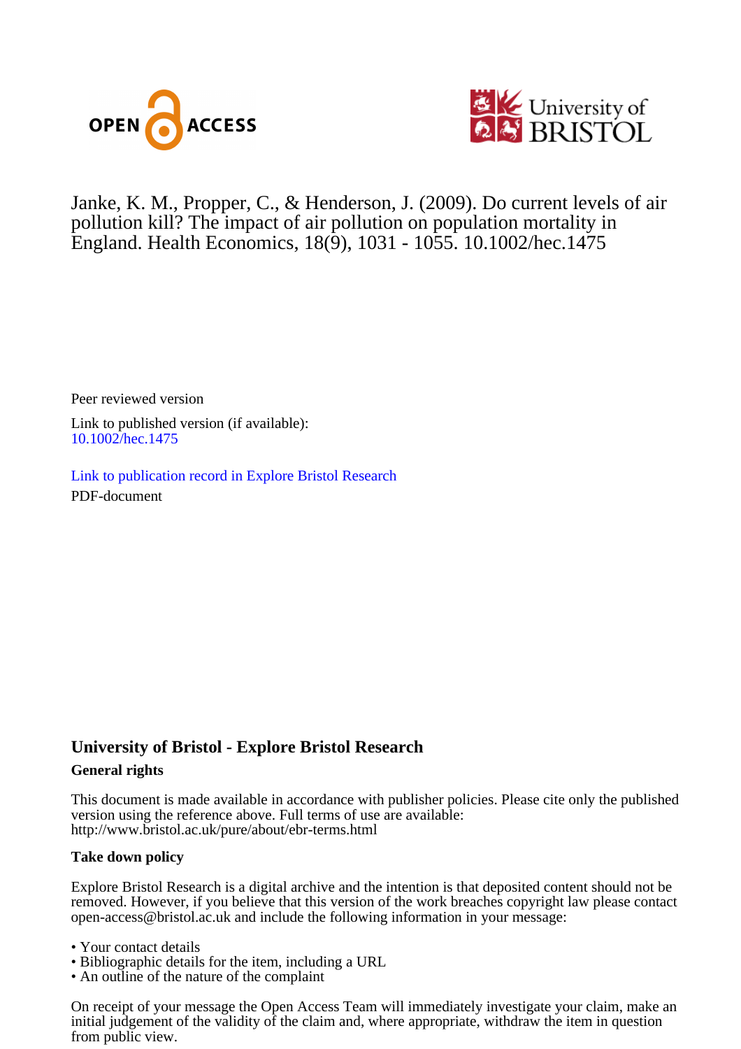Janke, K. M., Propper, C., & Henderson, J. (2009). Do current levels of air pollution kill? The impact of air pollution on population mortality in England. Health Economics, 18(9), 1031 - 1055. 10.1002/hec.1475

Peer reviewed version

Link to published version (if available):
10.1002/hec.1475

Link to publication record in Explore Bristol Research
PDF-document

## University of Bristol - Explore Bristol Research

### General rights

This document is made available in accordance with publisher policies. Please cite only the published version using the reference above. Full terms of use are available: http://www.bristol.ac.uk/pure/about/ebr-terms.html

### Take down policy

Explore Bristol Research is a digital archive and the intention is that deposited content should not be removed. However, if you believe that this version of the work breaches copyright law please contact open-access@bristol.ac.uk and include the following information in your message:

- Your contact details
- Bibliographic details for the item, including a URL
- An outline of the nature of the complaint

On receipt of your message the Open Access Team will immediately investigate your claim, make an initial judgement of the validity of the claim and, where appropriate, withdraw the item in question from public view.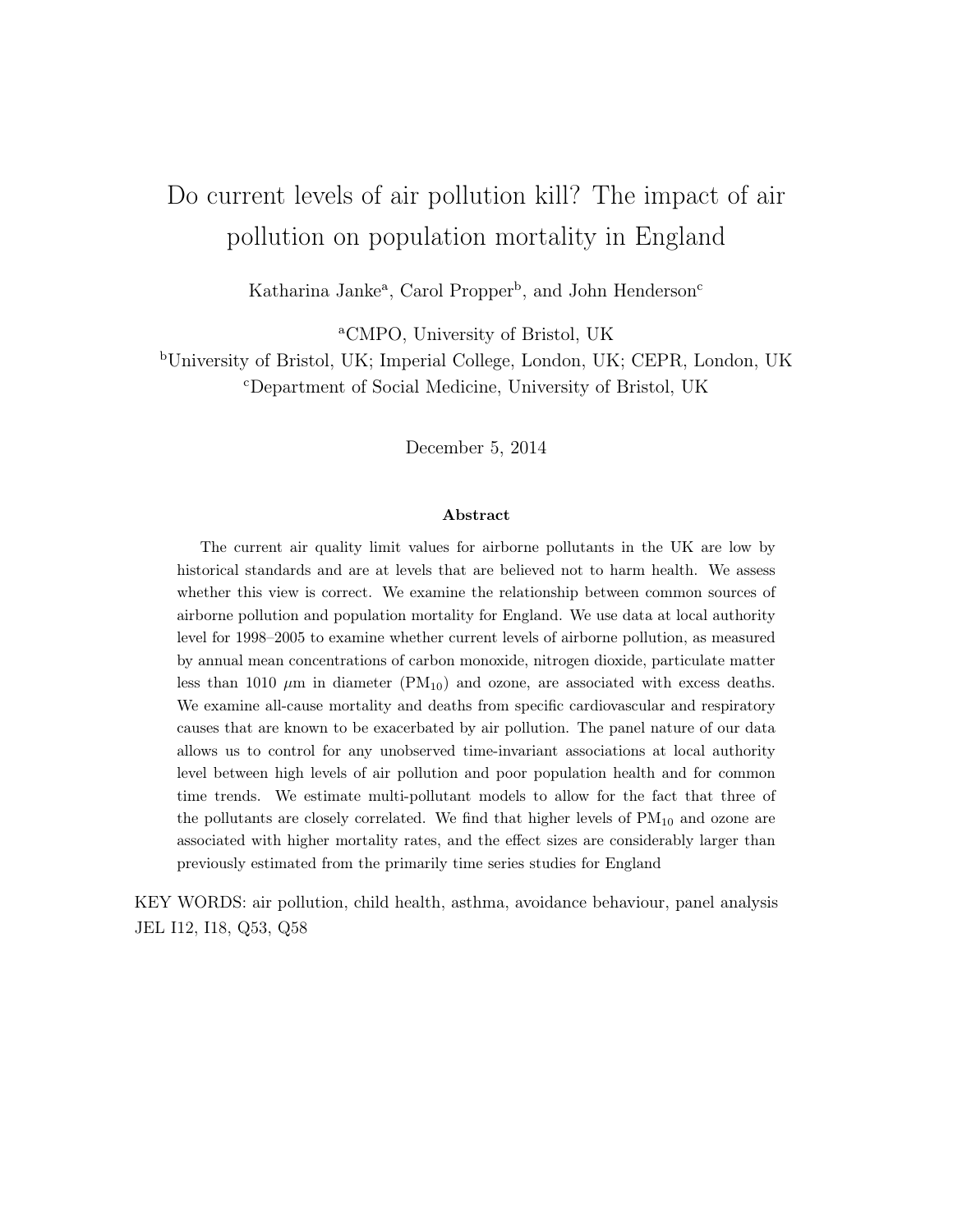# Do current levels of air pollution kill? The impact of air pollution on population mortality in England

Katharina Janke[a], Carol Propper[b], and John Henderson[c]

[a]CMPO, University of Bristol, UK

[b]University of Bristol, UK; Imperial College, London, UK; CEPR, London, UK

[c]Department of Social Medicine, University of Bristol, UK

December 5, 2014

**Abstract**

The current air quality limit values for airborne pollutants in the UK are low by historical standards and are at levels that are believed not to harm health. We assess whether this view is correct. We examine the relationship between common sources of airborne pollution and population mortality for England. We use data at local authority level for 1998–2005 to examine whether current levels of airborne pollution, as measured by annual mean concentrations of carbon monoxide, nitrogen dioxide, particulate matter less than 1010 $\mu$m in diameter ($PM_{10}$) and ozone, are associated with excess deaths. We examine all-cause mortality and deaths from specific cardiovascular and respiratory causes that are known to be exacerbated by air pollution. The panel nature of our data allows us to control for any unobserved time-invariant associations at local authority level between high levels of air pollution and poor population health and for common time trends. We estimate multi-pollutant models to allow for the fact that three of the pollutants are closely correlated. We find that higher levels of $PM_{10}$ and ozone are associated with higher mortality rates, and the effect sizes are considerably larger than previously estimated from the primarily time series studies for England

KEY WORDS: air pollution, child health, asthma, avoidance behaviour, panel analysis
JEL I12, I18, Q53, Q58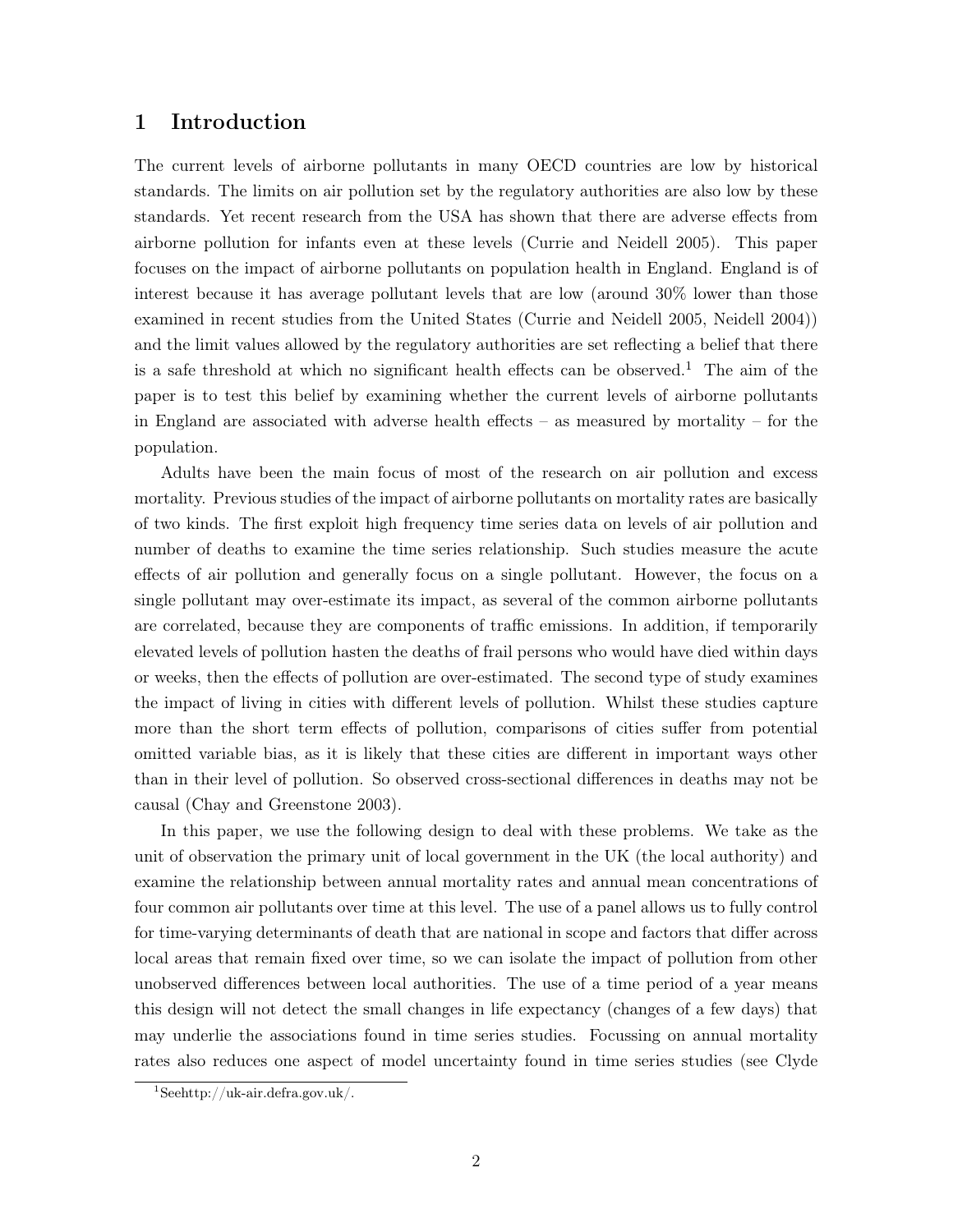# 1 Introduction

The current levels of airborne pollutants in many OECD countries are low by historical standards. The limits on air pollution set by the regulatory authorities are also low by these standards. Yet recent research from the USA has shown that there are adverse effects from airborne pollution for infants even at these levels (Currie and Neidell 2005). This paper focuses on the impact of airborne pollutants on population health in England. England is of interest because it has average pollutant levels that are low (around 30% lower than those examined in recent studies from the United States (Currie and Neidell 2005, Neidell 2004)) and the limit values allowed by the regulatory authorities are set reflecting a belief that there is a safe threshold at which no significant health effects can be observed.[1] The aim of the paper is to test this belief by examining whether the current levels of airborne pollutants in England are associated with adverse health effects – as measured by mortality – for the population.

Adults have been the main focus of most of the research on air pollution and excess mortality. Previous studies of the impact of airborne pollutants on mortality rates are basically of two kinds. The first exploit high frequency time series data on levels of air pollution and number of deaths to examine the time series relationship. Such studies measure the acute effects of air pollution and generally focus on a single pollutant. However, the focus on a single pollutant may over-estimate its impact, as several of the common airborne pollutants are correlated, because they are components of traffic emissions. In addition, if temporarily elevated levels of pollution hasten the deaths of frail persons who would have died within days or weeks, then the effects of pollution are over-estimated. The second type of study examines the impact of living in cities with different levels of pollution. Whilst these studies capture more than the short term effects of pollution, comparisons of cities suffer from potential omitted variable bias, as it is likely that these cities are different in important ways other than in their level of pollution. So observed cross-sectional differences in deaths may not be causal (Chay and Greenstone 2003).

In this paper, we use the following design to deal with these problems. We take as the unit of observation the primary unit of local government in the UK (the local authority) and examine the relationship between annual mortality rates and annual mean concentrations of four common air pollutants over time at this level. The use of a panel allows us to fully control for time-varying determinants of death that are national in scope and factors that differ across local areas that remain fixed over time, so we can isolate the impact of pollution from other unobserved differences between local authorities. The use of a time period of a year means this design will not detect the small changes in life expectancy (changes of a few days) that may underlie the associations found in time series studies. Focussing on annual mortality rates also reduces one aspect of model uncertainty found in time series studies (see Clyde

[1] Seehttp://uk-air.defra.gov.uk/.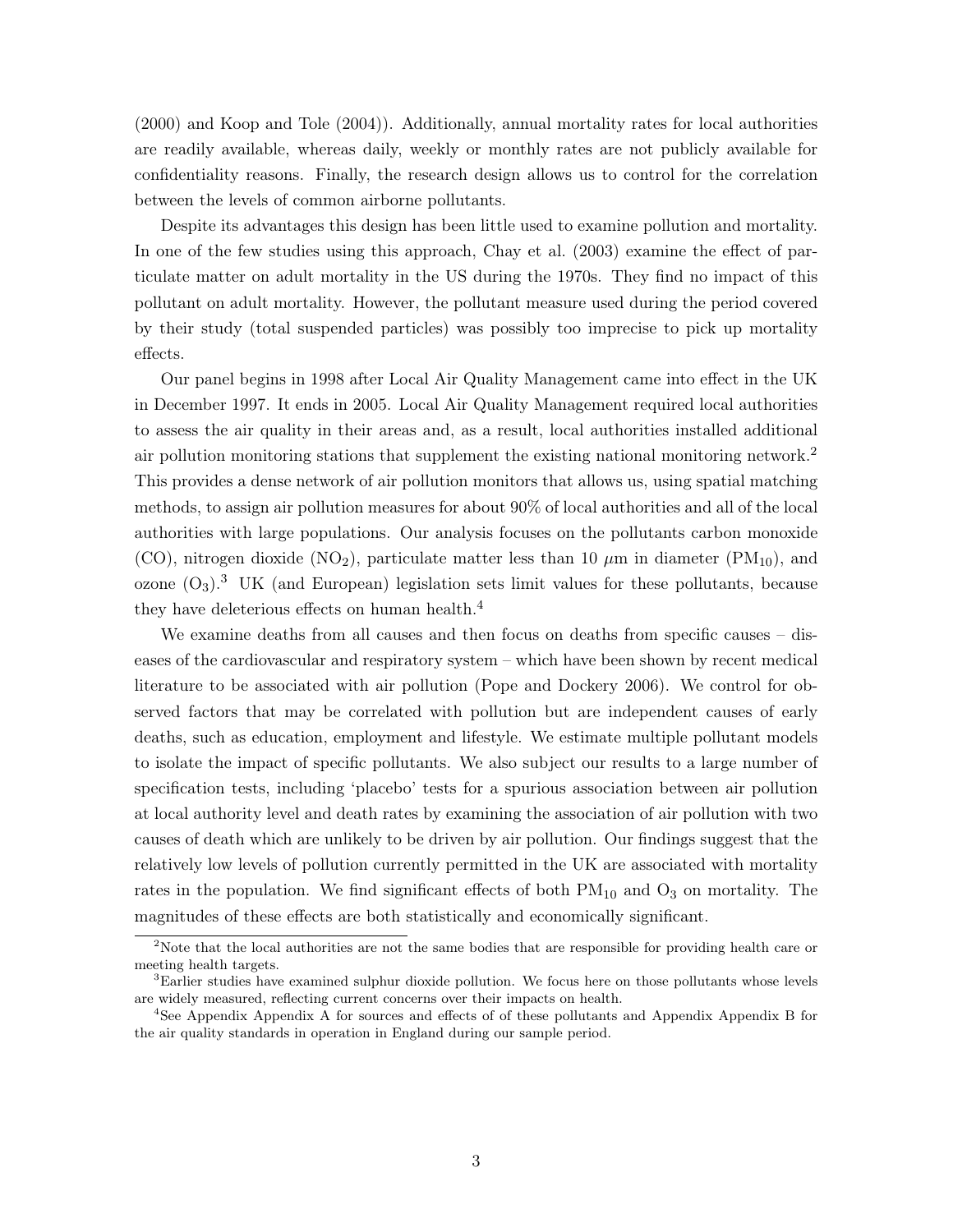(2000) and Koop and Tole (2004)). Additionally, annual mortality rates for local authorities are readily available, whereas daily, weekly or monthly rates are not publicly available for confidentiality reasons. Finally, the research design allows us to control for the correlation between the levels of common airborne pollutants.

Despite its advantages this design has been little used to examine pollution and mortality. In one of the few studies using this approach, Chay et al. (2003) examine the effect of particulate matter on adult mortality in the US during the 1970s. They find no impact of this pollutant on adult mortality. However, the pollutant measure used during the period covered by their study (total suspended particles) was possibly too imprecise to pick up mortality effects.

Our panel begins in 1998 after Local Air Quality Management came into effect in the UK in December 1997. It ends in 2005. Local Air Quality Management required local authorities to assess the air quality in their areas and, as a result, local authorities installed additional air pollution monitoring stations that supplement the existing national monitoring network.[2] This provides a dense network of air pollution monitors that allows us, using spatial matching methods, to assign air pollution measures for about 90% of local authorities and all of the local authorities with large populations. Our analysis focuses on the pollutants carbon monoxide (CO), nitrogen dioxide ($NO_2$), particulate matter less than 10 $\mu$m in diameter ($PM_{10}$), and ozone ($O_3$).[3] UK (and European) legislation sets limit values for these pollutants, because they have deleterious effects on human health.[4]

We examine deaths from all causes and then focus on deaths from specific causes – diseases of the cardiovascular and respiratory system – which have been shown by recent medical literature to be associated with air pollution (Pope and Dockery 2006). We control for observed factors that may be correlated with pollution but are independent causes of early deaths, such as education, employment and lifestyle. We estimate multiple pollutant models to isolate the impact of specific pollutants. We also subject our results to a large number of specification tests, including 'placebo' tests for a spurious association between air pollution at local authority level and death rates by examining the association of air pollution with two causes of death which are unlikely to be driven by air pollution. Our findings suggest that the relatively low levels of pollution currently permitted in the UK are associated with mortality rates in the population. We find significant effects of both $PM_{10}$ and $O_3$ on mortality. The magnitudes of these effects are both statistically and economically significant.

---

[2] Note that the local authorities are not the same bodies that are responsible for providing health care or meeting health targets.

[3] Earlier studies have examined sulphur dioxide pollution. We focus here on those pollutants whose levels are widely measured, reflecting current concerns over their impacts on health.

[4] See Appendix Appendix A for sources and effects of of these pollutants and Appendix Appendix B for the air quality standards in operation in England during our sample period.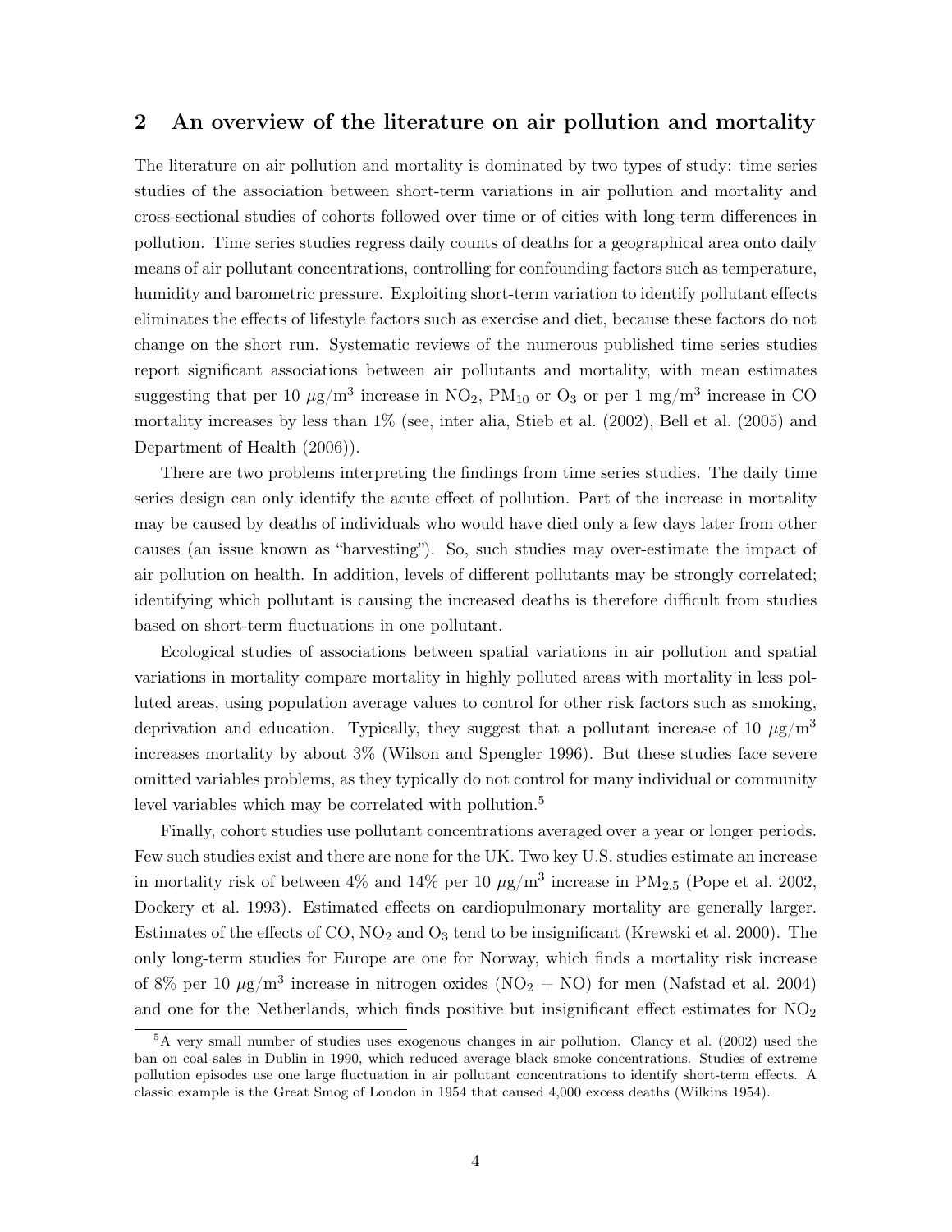## 2 An overview of the literature on air pollution and mortality

The literature on air pollution and mortality is dominated by two types of study: time series studies of the association between short-term variations in air pollution and mortality and cross-sectional studies of cohorts followed over time or of cities with long-term differences in pollution. Time series studies regress daily counts of deaths for a geographical area onto daily means of air pollutant concentrations, controlling for confounding factors such as temperature, humidity and barometric pressure. Exploiting short-term variation to identify pollutant effects eliminates the effects of lifestyle factors such as exercise and diet, because these factors do not change on the short run. Systematic reviews of the numerous published time series studies report significant associations between air pollutants and mortality, with mean estimates suggesting that per 10 $\mu g/m^3$ increase in $NO_2$, $PM_{10}$ or $O_3$ or per 1 $mg/m^3$ increase in CO mortality increases by less than 1% (see, inter alia, Stieb et al. (2002), Bell et al. (2005) and Department of Health (2006)).

There are two problems interpreting the findings from time series studies. The daily time series design can only identify the acute effect of pollution. Part of the increase in mortality may be caused by deaths of individuals who would have died only a few days later from other causes (an issue known as "harvesting"). So, such studies may over-estimate the impact of air pollution on health. In addition, levels of different pollutants may be strongly correlated; identifying which pollutant is causing the increased deaths is therefore difficult from studies based on short-term fluctuations in one pollutant.

Ecological studies of associations between spatial variations in air pollution and spatial variations in mortality compare mortality in highly polluted areas with mortality in less polluted areas, using population average values to control for other risk factors such as smoking, deprivation and education. Typically, they suggest that a pollutant increase of 10 $\mu g/m^3$ increases mortality by about 3% (Wilson and Spengler 1996). But these studies face severe omitted variables problems, as they typically do not control for many individual or community level variables which may be correlated with pollution.[5]

Finally, cohort studies use pollutant concentrations averaged over a year or longer periods. Few such studies exist and there are none for the UK. Two key U.S. studies estimate an increase in mortality risk of between 4% and 14% per 10 $\mu g/m^3$ increase in $PM_{2.5}$ (Pope et al. 2002, Dockery et al. 1993). Estimated effects on cardiopulmonary mortality are generally larger. Estimates of the effects of CO, $NO_2$ and $O_3$ tend to be insignificant (Krewski et al. 2000). The only long-term studies for Europe are one for Norway, which finds a mortality risk increase of 8% per 10 $\mu g/m^3$ increase in nitrogen oxides ($NO_2$ + NO) for men (Nafstad et al. 2004) and one for the Netherlands, which finds positive but insignificant effect estimates for $NO_2$

[5] A very small number of studies uses exogenous changes in air pollution. Clancy et al. (2002) used the ban on coal sales in Dublin in 1990, which reduced average black smoke concentrations. Studies of extreme pollution episodes use one large fluctuation in air pollutant concentrations to identify short-term effects. A classic example is the Great Smog of London in 1954 that caused 4,000 excess deaths (Wilkins 1954).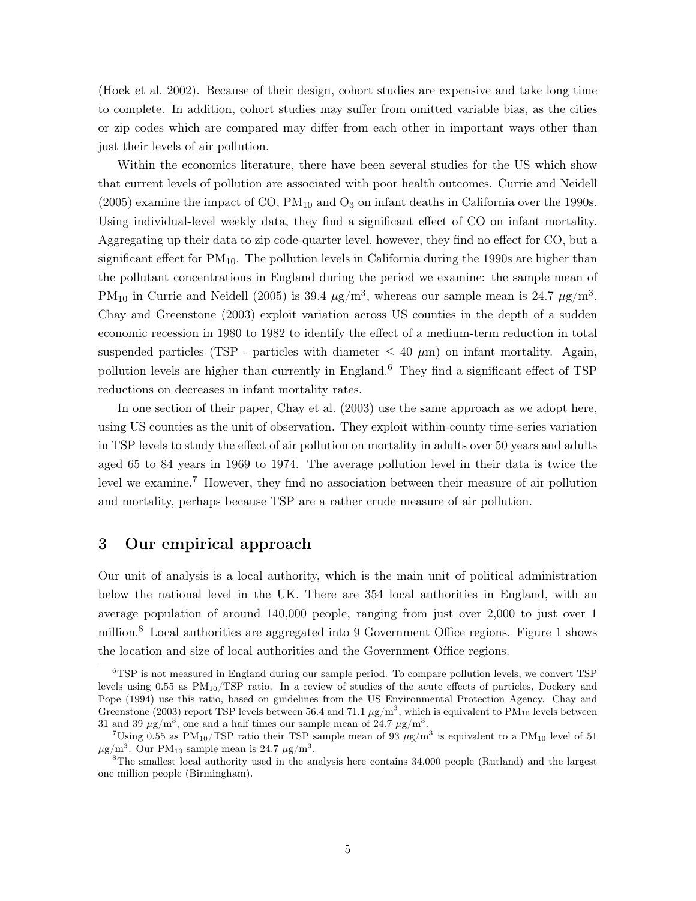(Hoek et al. 2002). Because of their design, cohort studies are expensive and take long time to complete. In addition, cohort studies may suffer from omitted variable bias, as the cities or zip codes which are compared may differ from each other in important ways other than just their levels of air pollution.

Within the economics literature, there have been several studies for the US which show that current levels of pollution are associated with poor health outcomes. Currie and Neidell (2005) examine the impact of CO, $PM_{10}$ and $O_3$ on infant deaths in California over the 1990s. Using individual-level weekly data, they find a significant effect of CO on infant mortality. Aggregating up their data to zip code-quarter level, however, they find no effect for CO, but a significant effect for $PM_{10}$. The pollution levels in California during the 1990s are higher than the pollutant concentrations in England during the period we examine: the sample mean of $PM_{10}$ in Currie and Neidell (2005) is 39.4 $\mu g/m^3$, whereas our sample mean is 24.7 $\mu g/m^3$. Chay and Greenstone (2003) exploit variation across US counties in the depth of a sudden economic recession in 1980 to 1982 to identify the effect of a medium-term reduction in total suspended particles (TSP - particles with diameter $\leq$ 40 $\mu m$) on infant mortality. Again, pollution levels are higher than currently in England.[6] They find a significant effect of TSP reductions on decreases in infant mortality rates.

In one section of their paper, Chay et al. (2003) use the same approach as we adopt here, using US counties as the unit of observation. They exploit within-county time-series variation in TSP levels to study the effect of air pollution on mortality in adults over 50 years and adults aged 65 to 84 years in 1969 to 1974. The average pollution level in their data is twice the level we examine.[7] However, they find no association between their measure of air pollution and mortality, perhaps because TSP are a rather crude measure of air pollution.

## 3 Our empirical approach

Our unit of analysis is a local authority, which is the main unit of political administration below the national level in the UK. There are 354 local authorities in England, with an average population of around 140,000 people, ranging from just over 2,000 to just over 1 million.[8] Local authorities are aggregated into 9 Government Office regions. Figure 1 shows the location and size of local authorities and the Government Office regions.

[6]TSP is not measured in England during our sample period. To compare pollution levels, we convert TSP levels using 0.55 as $PM_{10}$/TSP ratio. In a review of studies of the acute effects of particles, Dockery and Pope (1994) use this ratio, based on guidelines from the US Environmental Protection Agency. Chay and Greenstone (2003) report TSP levels between 56.4 and 71.1 $\mu g/m^3$, which is equivalent to $PM_{10}$ levels between 31 and 39 $\mu g/m^3$, one and a half times our sample mean of 24.7 $\mu g/m^3$.

[7]Using 0.55 as $PM_{10}$/TSP ratio their TSP sample mean of 93 $\mu g/m^3$ is equivalent to a $PM_{10}$ level of 51 $\mu g/m^3$. Our $PM_{10}$ sample mean is 24.7 $\mu g/m^3$.

[8]The smallest local authority used in the analysis here contains 34,000 people (Rutland) and the largest one million people (Birmingham).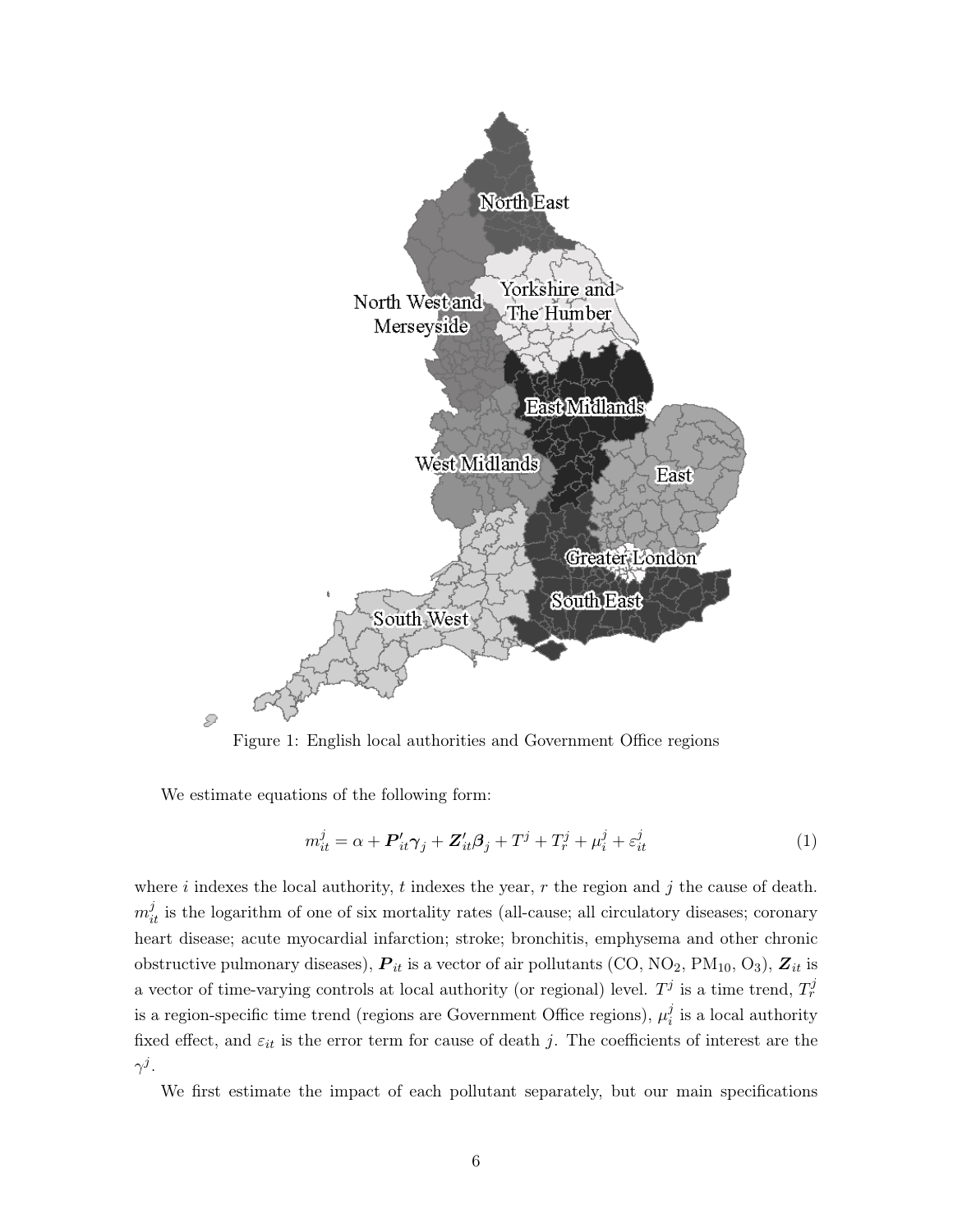Figure 1: English local authorities and Government Office regions

We estimate equations of the following form:

$$m_{it}^{j} = \alpha + \boldsymbol{P}_{it}'\boldsymbol{\gamma}_j + \boldsymbol{Z}_{it}'\boldsymbol{\beta}_j + T^j + T_r^j + \mu_i^j + \varepsilon_{it}^j \tag{1}$$

where $i$ indexes the local authority, $t$ indexes the year, $r$ the region and $j$ the cause of death. $m_{it}^{j}$ is the logarithm of one of six mortality rates (all-cause; all circulatory diseases; coronary heart disease; acute myocardial infarction; stroke; bronchitis, emphysema and other chronic obstructive pulmonary diseases), $\boldsymbol{P}_{it}$ is a vector of air pollutants (CO, $NO_2$, $PM_{10}$, $O_3$), $\boldsymbol{Z}_{it}$ is a vector of time-varying controls at local authority (or regional) level. $T^j$ is a time trend, $T_r^j$ is a region-specific time trend (regions are Government Office regions), $\mu_i^j$ is a local authority fixed effect, and $\varepsilon_{it}$ is the error term for cause of death $j$. The coefficients of interest are the $\gamma^j$.

We first estimate the impact of each pollutant separately, but our main specifications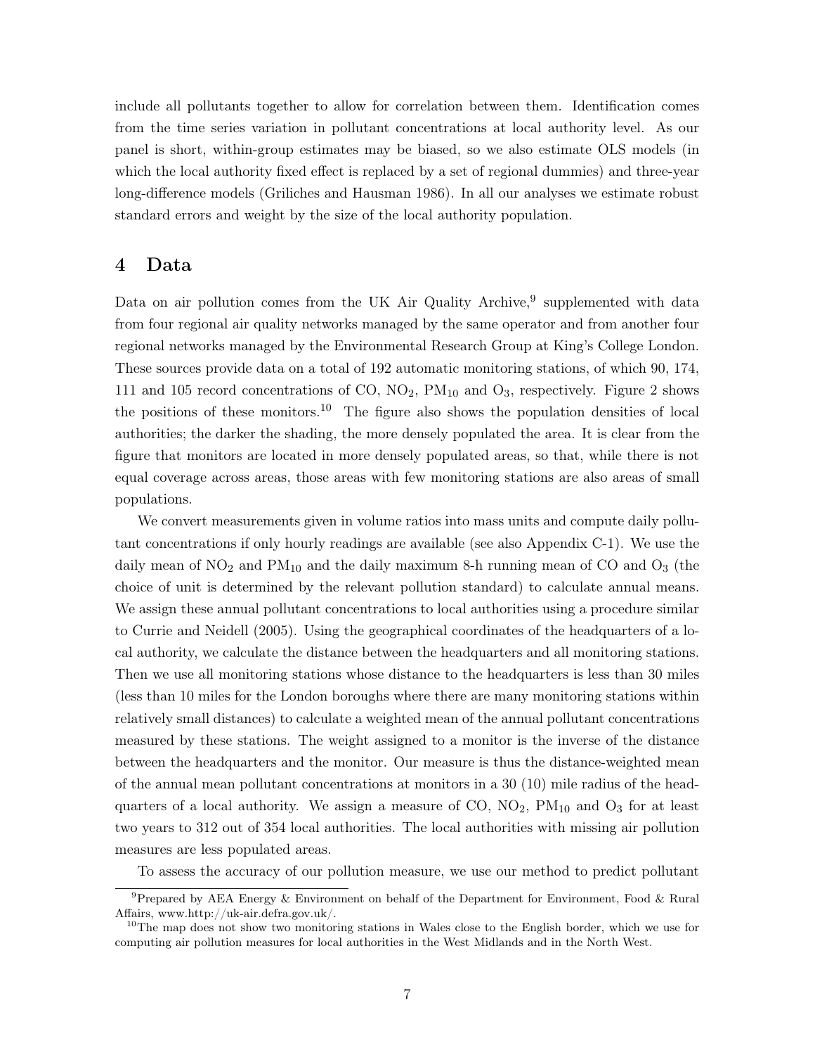include all pollutants together to allow for correlation between them. Identification comes from the time series variation in pollutant concentrations at local authority level. As our panel is short, within-group estimates may be biased, so we also estimate OLS models (in which the local authority fixed effect is replaced by a set of regional dummies) and three-year long-difference models (Griliches and Hausman 1986). In all our analyses we estimate robust standard errors and weight by the size of the local authority population.

## 4 Data

Data on air pollution comes from the UK Air Quality Archive,[9] supplemented with data from four regional air quality networks managed by the same operator and from another four regional networks managed by the Environmental Research Group at King's College London. These sources provide data on a total of 192 automatic monitoring stations, of which 90, 174, 111 and 105 record concentrations of CO, $NO_2$, $PM_{10}$ and $O_3$, respectively. Figure 2 shows the positions of these monitors.[10] The figure also shows the population densities of local authorities; the darker the shading, the more densely populated the area. It is clear from the figure that monitors are located in more densely populated areas, so that, while there is not equal coverage across areas, those areas with few monitoring stations are also areas of small populations.

We convert measurements given in volume ratios into mass units and compute daily pollutant concentrations if only hourly readings are available (see also Appendix C-1). We use the daily mean of $NO_2$ and $PM_{10}$ and the daily maximum 8-h running mean of CO and $O_3$ (the choice of unit is determined by the relevant pollution standard) to calculate annual means. We assign these annual pollutant concentrations to local authorities using a procedure similar to Currie and Neidell (2005). Using the geographical coordinates of the headquarters of a local authority, we calculate the distance between the headquarters and all monitoring stations. Then we use all monitoring stations whose distance to the headquarters is less than 30 miles (less than 10 miles for the London boroughs where there are many monitoring stations within relatively small distances) to calculate a weighted mean of the annual pollutant concentrations measured by these stations. The weight assigned to a monitor is the inverse of the distance between the headquarters and the monitor. Our measure is thus the distance-weighted mean of the annual mean pollutant concentrations at monitors in a 30 (10) mile radius of the headquarters of a local authority. We assign a measure of CO, $NO_2$, $PM_{10}$ and $O_3$ for at least two years to 312 out of 354 local authorities. The local authorities with missing air pollution measures are less populated areas.

To assess the accuracy of our pollution measure, we use our method to predict pollutant

[9] Prepared by AEA Energy & Environment on behalf of the Department for Environment, Food & Rural Affairs, www.http://uk-air.defra.gov.uk/.

[10] The map does not show two monitoring stations in Wales close to the English border, which we use for computing air pollution measures for local authorities in the West Midlands and in the North West.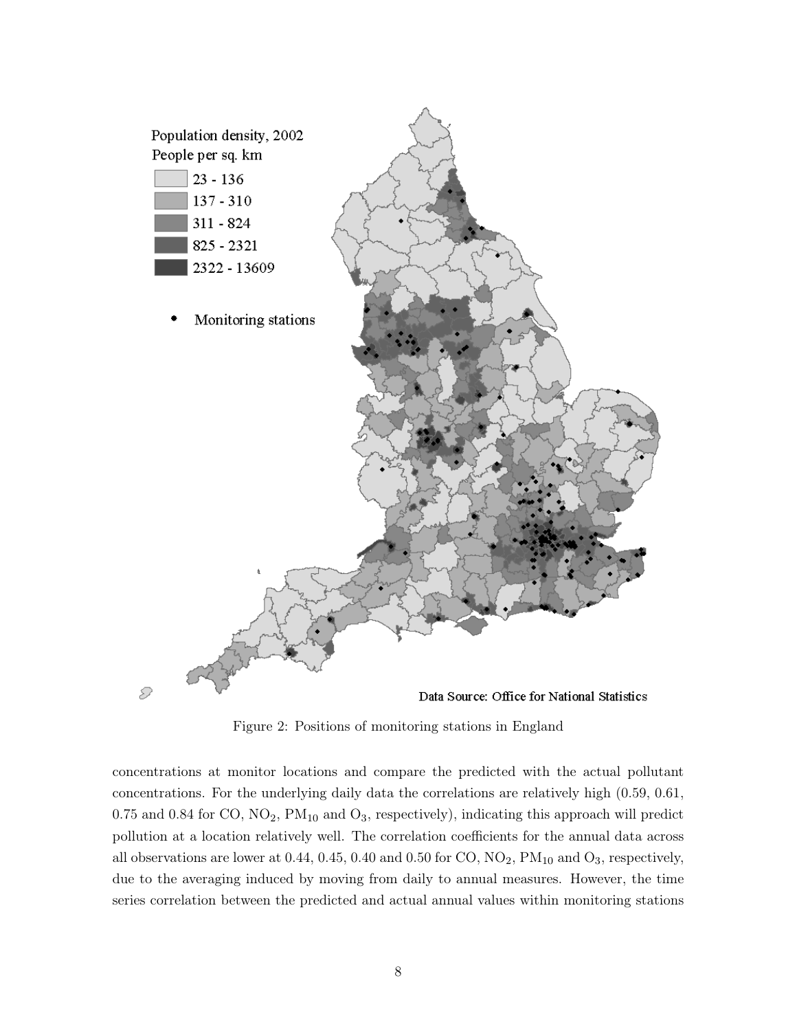Figure 2: Positions of monitoring stations in England

concentrations at monitor locations and compare the predicted with the actual pollutant concentrations. For the underlying daily data the correlations are relatively high (0.59, 0.61, 0.75 and 0.84 for CO, $NO_2$, $PM_{10}$ and $O_3$, respectively), indicating this approach will predict pollution at a location relatively well. The correlation coefficients for the annual data across all observations are lower at 0.44, 0.45, 0.40 and 0.50 for CO, $NO_2$, $PM_{10}$ and $O_3$, respectively, due to the averaging induced by moving from daily to annual measures. However, the time series correlation between the predicted and actual annual values within monitoring stations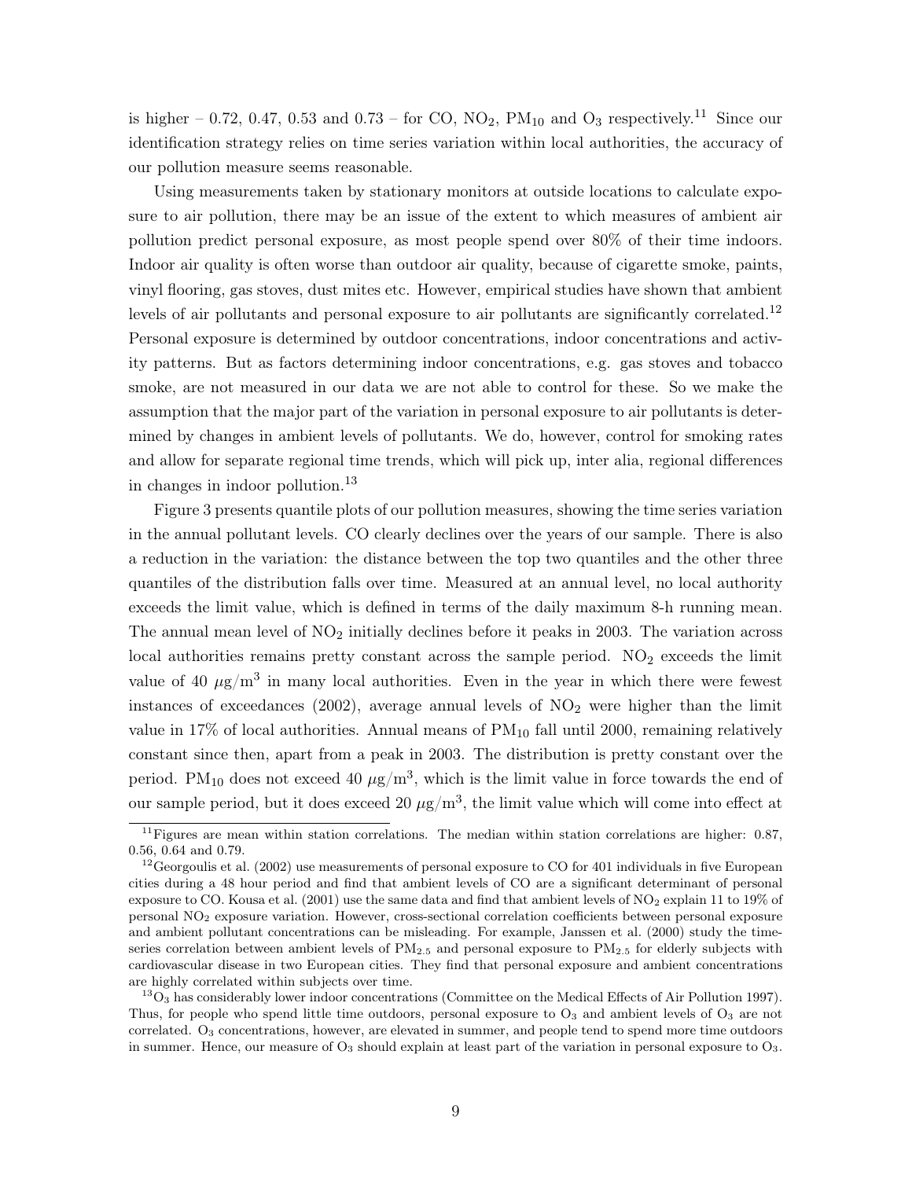is higher – 0.72, 0.47, 0.53 and 0.73 – for CO, $NO_2$, $PM_{10}$ and $O_3$ respectively.[11] Since our identification strategy relies on time series variation within local authorities, the accuracy of our pollution measure seems reasonable.

Using measurements taken by stationary monitors at outside locations to calculate exposure to air pollution, there may be an issue of the extent to which measures of ambient air pollution predict personal exposure, as most people spend over 80% of their time indoors. Indoor air quality is often worse than outdoor air quality, because of cigarette smoke, paints, vinyl flooring, gas stoves, dust mites etc. However, empirical studies have shown that ambient levels of air pollutants and personal exposure to air pollutants are significantly correlated.[12] Personal exposure is determined by outdoor concentrations, indoor concentrations and activity patterns. But as factors determining indoor concentrations, e.g. gas stoves and tobacco smoke, are not measured in our data we are not able to control for these. So we make the assumption that the major part of the variation in personal exposure to air pollutants is determined by changes in ambient levels of pollutants. We do, however, control for smoking rates and allow for separate regional time trends, which will pick up, inter alia, regional differences in changes in indoor pollution.[13]

Figure 3 presents quantile plots of our pollution measures, showing the time series variation in the annual pollutant levels. CO clearly declines over the years of our sample. There is also a reduction in the variation: the distance between the top two quantiles and the other three quantiles of the distribution falls over time. Measured at an annual level, no local authority exceeds the limit value, which is defined in terms of the daily maximum 8-h running mean. The annual mean level of $NO_2$ initially declines before it peaks in 2003. The variation across local authorities remains pretty constant across the sample period. $NO_2$ exceeds the limit value of 40 $\mu g/m^3$ in many local authorities. Even in the year in which there were fewest instances of exceedances (2002), average annual levels of $NO_2$ were higher than the limit value in 17% of local authorities. Annual means of $PM_{10}$ fall until 2000, remaining relatively constant since then, apart from a peak in 2003. The distribution is pretty constant over the period. $PM_{10}$ does not exceed 40 $\mu g/m^3$, which is the limit value in force towards the end of our sample period, but it does exceed 20 $\mu g/m^3$, the limit value which will come into effect at

[11] Figures are mean within station correlations. The median within station correlations are higher: 0.87, 0.56, 0.64 and 0.79.

[12] Georgoulis et al. (2002) use measurements of personal exposure to CO for 401 individuals in five European cities during a 48 hour period and find that ambient levels of CO are a significant determinant of personal exposure to CO. Kousa et al. (2001) use the same data and find that ambient levels of $NO_2$ explain 11 to 19% of personal $NO_2$ exposure variation. However, cross-sectional correlation coefficients between personal exposure and ambient pollutant concentrations can be misleading. For example, Janssen et al. (2000) study the time-series correlation between ambient levels of $PM_{2.5}$ and personal exposure to $PM_{2.5}$ for elderly subjects with cardiovascular disease in two European cities. They find that personal exposure and ambient concentrations are highly correlated within subjects over time.

[13] $O_3$ has considerably lower indoor concentrations (Committee on the Medical Effects of Air Pollution 1997). Thus, for people who spend little time outdoors, personal exposure to $O_3$ and ambient levels of $O_3$ are not correlated. $O_3$ concentrations, however, are elevated in summer, and people tend to spend more time outdoors in summer. Hence, our measure of $O_3$ should explain at least part of the variation in personal exposure to $O_3$.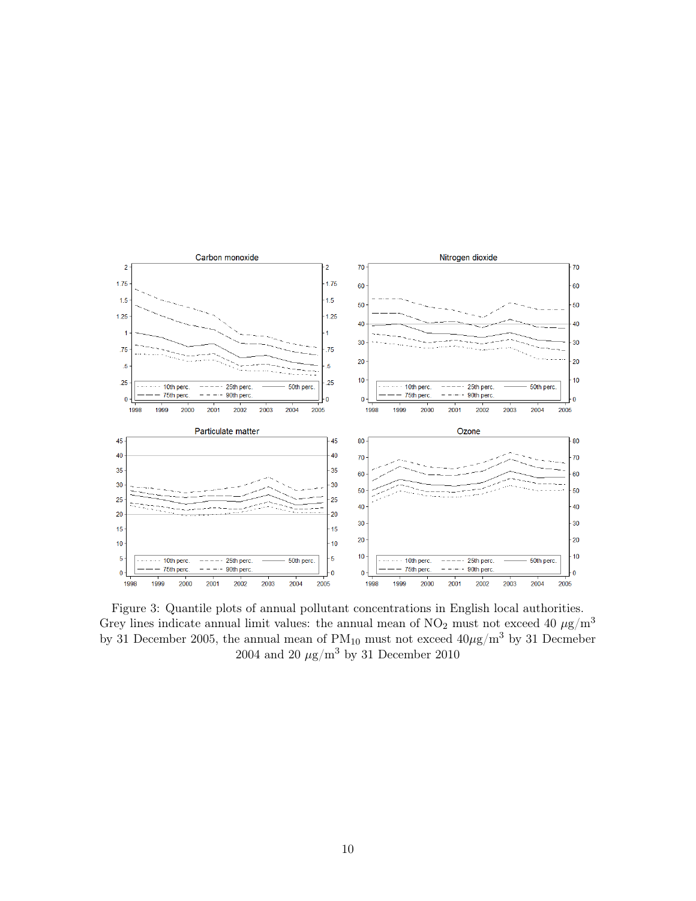Figure 3: Quantile plots of annual pollutant concentrations in English local authorities. Grey lines indicate annual limit values: the annual mean of $NO_2$ must not exceed 40 $\mu g/m^3$ by 31 December 2005, the annual mean of $PM_{10}$ must not exceed 40$\mu g/m^3$ by 31 Decmeber 2004 and 20 $\mu g/m^3$ by 31 December 2010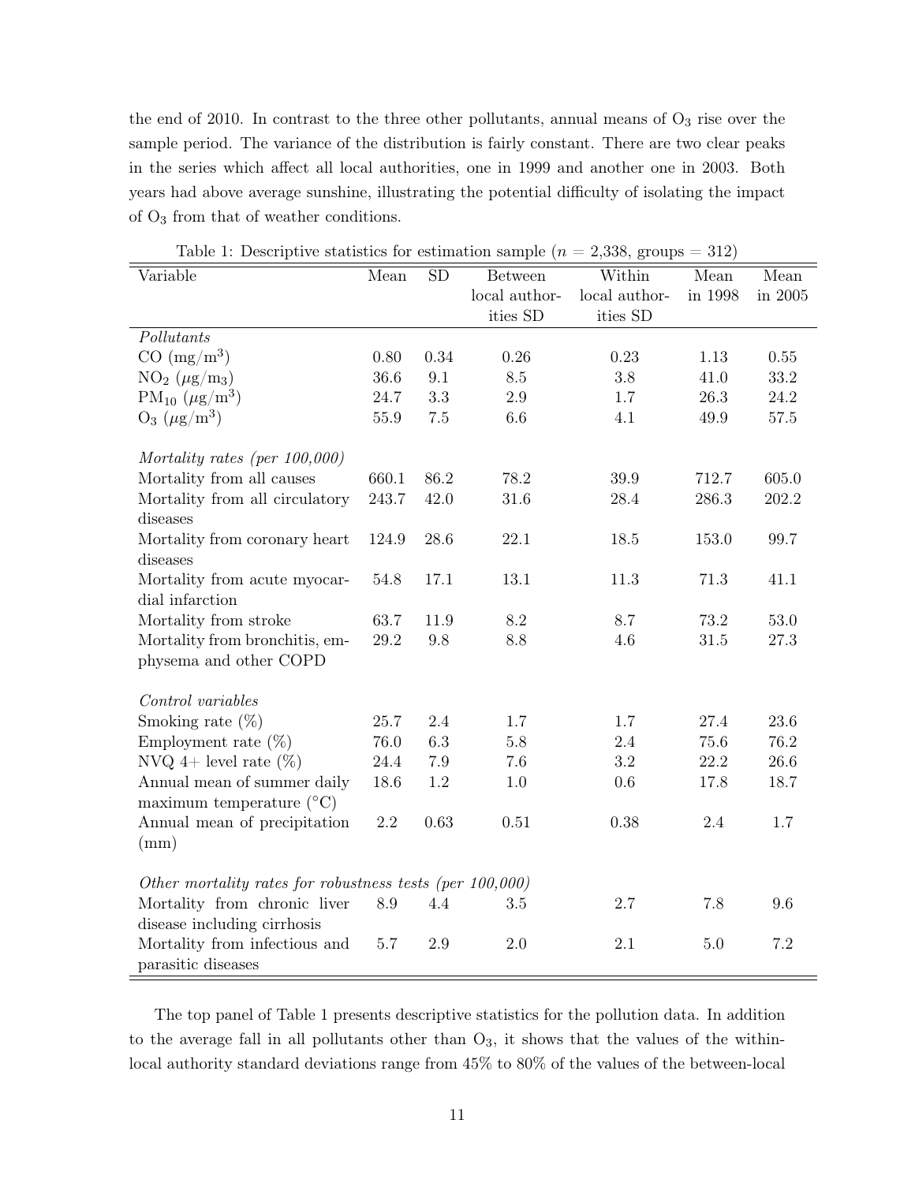the end of 2010. In contrast to the three other pollutants, annual means of $O_3$ rise over the sample period. The variance of the distribution is fairly constant. There are two clear peaks in the series which affect all local authorities, one in 1999 and another one in 2003. Both years had above average sunshine, illustrating the potential difficulty of isolating the impact of $O_3$ from that of weather conditions.

Table 1: Descriptive statistics for estimation sample ($n$ = 2,338, groups = 312)

| Variable | Mean | SD | Between local authorities SD | Within local authorities SD | Mean in 1998 | Mean in 2005 |
|---|---|---|---|---|---|---|
| *Pollutants* | | | | | | |
| CO ($mg/m^3$) | 0.80 | 0.34 | 0.26 | 0.23 | 1.13 | 0.55 |
| $NO_2$ ($\mu g/m_3$) | 36.6 | 9.1 | 8.5 | 3.8 | 41.0 | 33.2 |
| $PM_{10}$ ($\mu g/m^3$) | 24.7 | 3.3 | 2.9 | 1.7 | 26.3 | 24.2 |
| $O_3$ ($\mu g/m^3$) | 55.9 | 7.5 | 6.6 | 4.1 | 49.9 | 57.5 |
| *Mortality rates (per 100,000)* | | | | | | |
| Mortality from all causes | 660.1 | 86.2 | 78.2 | 39.9 | 712.7 | 605.0 |
| Mortality from all circulatory diseases | 243.7 | 42.0 | 31.6 | 28.4 | 286.3 | 202.2 |
| Mortality from coronary heart diseases | 124.9 | 28.6 | 22.1 | 18.5 | 153.0 | 99.7 |
| Mortality from acute myocardial infarction | 54.8 | 17.1 | 13.1 | 11.3 | 71.3 | 41.1 |
| Mortality from stroke | 63.7 | 11.9 | 8.2 | 8.7 | 73.2 | 53.0 |
| Mortality from bronchitis, emphysema and other COPD | 29.2 | 9.8 | 8.8 | 4.6 | 31.5 | 27.3 |
| *Control variables* | | | | | | |
| Smoking rate (%) | 25.7 | 2.4 | 1.7 | 1.7 | 27.4 | 23.6 |
| Employment rate (%) | 76.0 | 6.3 | 5.8 | 2.4 | 75.6 | 76.2 |
| NVQ 4+ level rate (%) | 24.4 | 7.9 | 7.6 | 3.2 | 22.2 | 26.6 |
| Annual mean of summer daily maximum temperature (°C) | 18.6 | 1.2 | 1.0 | 0.6 | 17.8 | 18.7 |
| Annual mean of precipitation (mm) | 2.2 | 0.63 | 0.51 | 0.38 | 2.4 | 1.7 |
| *Other mortality rates for robustness tests (per 100,000)* | | | | | | |
| Mortality from chronic liver disease including cirrhosis | 8.9 | 4.4 | 3.5 | 2.7 | 7.8 | 9.6 |
| Mortality from infectious and parasitic diseases | 5.7 | 2.9 | 2.0 | 2.1 | 5.0 | 7.2 |

The top panel of Table 1 presents descriptive statistics for the pollution data. In addition to the average fall in all pollutants other than $O_3$, it shows that the values of the within-local authority standard deviations range from 45% to 80% of the values of the between-local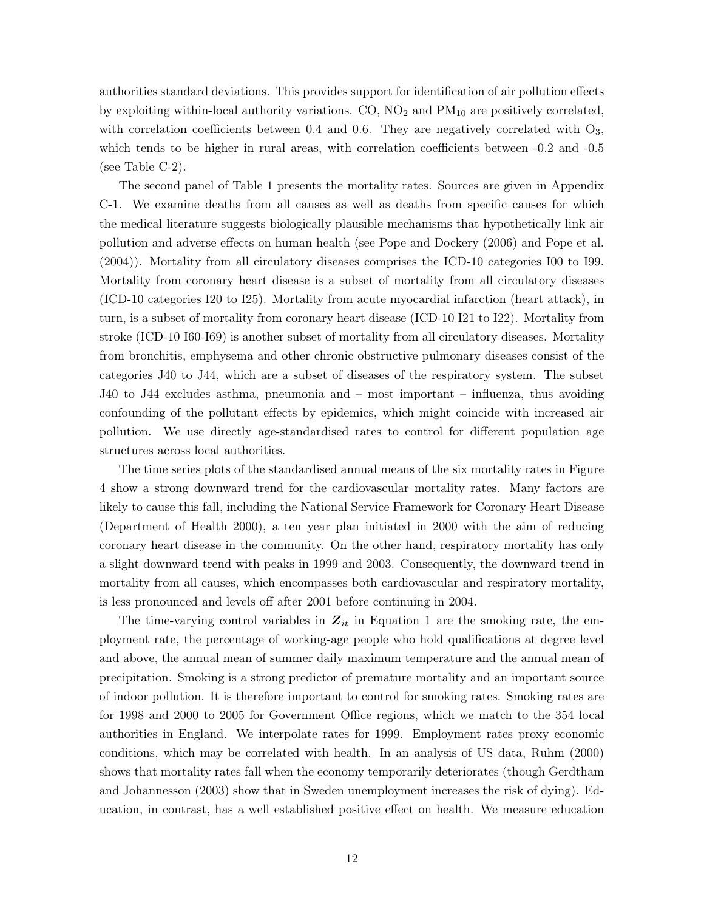authorities standard deviations. This provides support for identification of air pollution effects by exploiting within-local authority variations. CO, $NO_2$ and $PM_{10}$ are positively correlated, with correlation coefficients between 0.4 and 0.6. They are negatively correlated with $O_3$, which tends to be higher in rural areas, with correlation coefficients between -0.2 and -0.5 (see Table C-2).

The second panel of Table 1 presents the mortality rates. Sources are given in Appendix C-1. We examine deaths from all causes as well as deaths from specific causes for which the medical literature suggests biologically plausible mechanisms that hypothetically link air pollution and adverse effects on human health (see Pope and Dockery (2006) and Pope et al. (2004)). Mortality from all circulatory diseases comprises the ICD-10 categories I00 to I99. Mortality from coronary heart disease is a subset of mortality from all circulatory diseases (ICD-10 categories I20 to I25). Mortality from acute myocardial infarction (heart attack), in turn, is a subset of mortality from coronary heart disease (ICD-10 I21 to I22). Mortality from stroke (ICD-10 I60-I69) is another subset of mortality from all circulatory diseases. Mortality from bronchitis, emphysema and other chronic obstructive pulmonary diseases consist of the categories J40 to J44, which are a subset of diseases of the respiratory system. The subset J40 to J44 excludes asthma, pneumonia and – most important – influenza, thus avoiding confounding of the pollutant effects by epidemics, which might coincide with increased air pollution. We use directly age-standardised rates to control for different population age structures across local authorities.

The time series plots of the standardised annual means of the six mortality rates in Figure 4 show a strong downward trend for the cardiovascular mortality rates. Many factors are likely to cause this fall, including the National Service Framework for Coronary Heart Disease (Department of Health 2000), a ten year plan initiated in 2000 with the aim of reducing coronary heart disease in the community. On the other hand, respiratory mortality has only a slight downward trend with peaks in 1999 and 2003. Consequently, the downward trend in mortality from all causes, which encompasses both cardiovascular and respiratory mortality, is less pronounced and levels off after 2001 before continuing in 2004.

The time-varying control variables in $\boldsymbol{Z}_{it}$ in Equation 1 are the smoking rate, the employment rate, the percentage of working-age people who hold qualifications at degree level and above, the annual mean of summer daily maximum temperature and the annual mean of precipitation. Smoking is a strong predictor of premature mortality and an important source of indoor pollution. It is therefore important to control for smoking rates. Smoking rates are for 1998 and 2000 to 2005 for Government Office regions, which we match to the 354 local authorities in England. We interpolate rates for 1999. Employment rates proxy economic conditions, which may be correlated with health. In an analysis of US data, Ruhm (2000) shows that mortality rates fall when the economy temporarily deteriorates (though Gerdtham and Johannesson (2003) show that in Sweden unemployment increases the risk of dying). Education, in contrast, has a well established positive effect on health. We measure education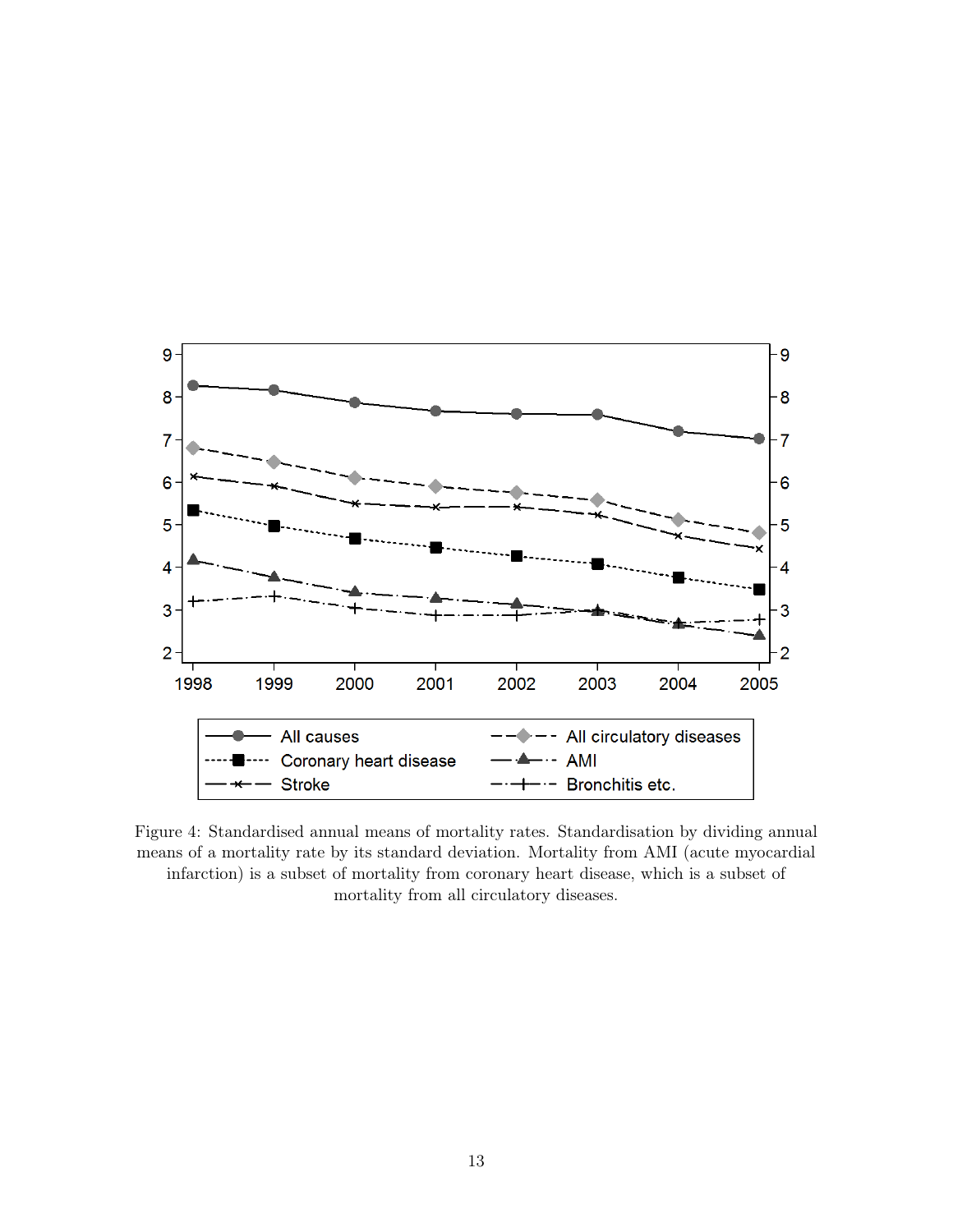Figure 4: Standardised annual means of mortality rates. Standardisation by dividing annual means of a mortality rate by its standard deviation. Mortality from AMI (acute myocardial infarction) is a subset of mortality from coronary heart disease, which is a subset of mortality from all circulatory diseases.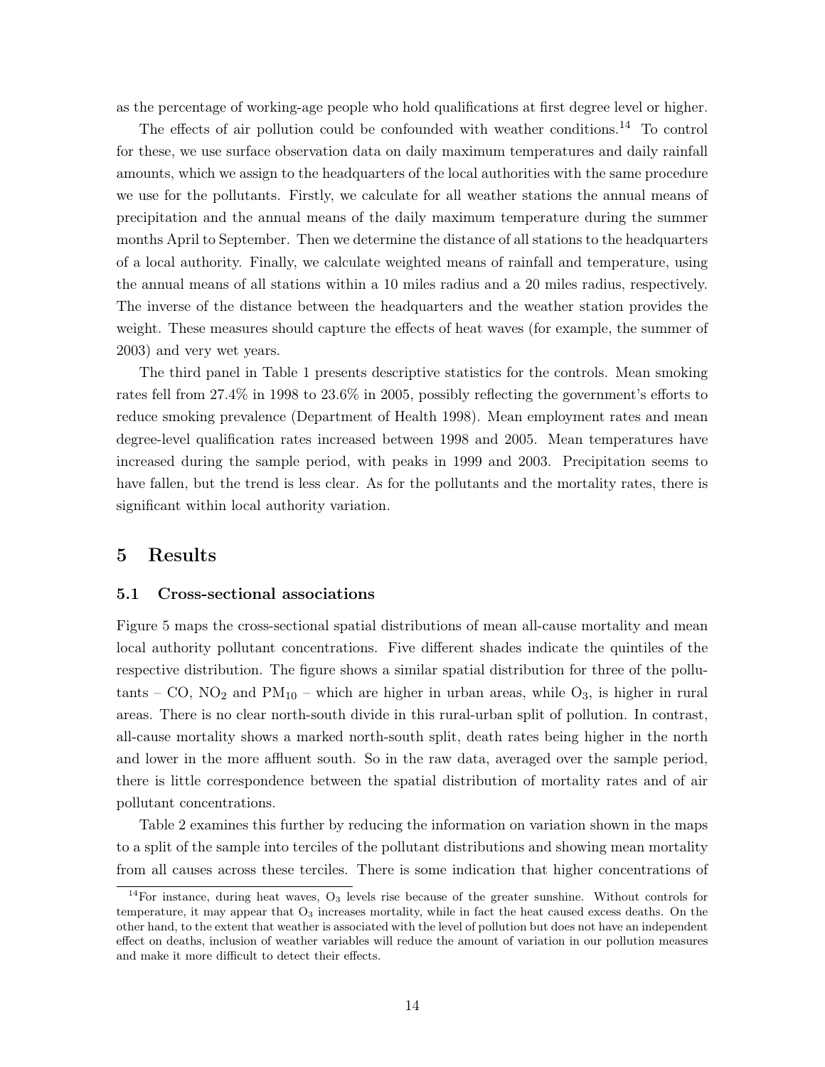as the percentage of working-age people who hold qualifications at first degree level or higher.

The effects of air pollution could be confounded with weather conditions.[14] To control for these, we use surface observation data on daily maximum temperatures and daily rainfall amounts, which we assign to the headquarters of the local authorities with the same procedure we use for the pollutants. Firstly, we calculate for all weather stations the annual means of precipitation and the annual means of the daily maximum temperature during the summer months April to September. Then we determine the distance of all stations to the headquarters of a local authority. Finally, we calculate weighted means of rainfall and temperature, using the annual means of all stations within a 10 miles radius and a 20 miles radius, respectively. The inverse of the distance between the headquarters and the weather station provides the weight. These measures should capture the effects of heat waves (for example, the summer of 2003) and very wet years.

The third panel in Table 1 presents descriptive statistics for the controls. Mean smoking rates fell from 27.4% in 1998 to 23.6% in 2005, possibly reflecting the government's efforts to reduce smoking prevalence (Department of Health 1998). Mean employment rates and mean degree-level qualification rates increased between 1998 and 2005. Mean temperatures have increased during the sample period, with peaks in 1999 and 2003. Precipitation seems to have fallen, but the trend is less clear. As for the pollutants and the mortality rates, there is significant within local authority variation.

# 5 Results

## 5.1 Cross-sectional associations

Figure 5 maps the cross-sectional spatial distributions of mean all-cause mortality and mean local authority pollutant concentrations. Five different shades indicate the quintiles of the respective distribution. The figure shows a similar spatial distribution for three of the pollutants – CO, $NO_2$ and $PM_{10}$ – which are higher in urban areas, while $O_3$, is higher in rural areas. There is no clear north-south divide in this rural-urban split of pollution. In contrast, all-cause mortality shows a marked north-south split, death rates being higher in the north and lower in the more affluent south. So in the raw data, averaged over the sample period, there is little correspondence between the spatial distribution of mortality rates and of air pollutant concentrations.

Table 2 examines this further by reducing the information on variation shown in the maps to a split of the sample into terciles of the pollutant distributions and showing mean mortality from all causes across these terciles. There is some indication that higher concentrations of

[14] For instance, during heat waves, $O_3$ levels rise because of the greater sunshine. Without controls for temperature, it may appear that $O_3$ increases mortality, while in fact the heat caused excess deaths. On the other hand, to the extent that weather is associated with the level of pollution but does not have an independent effect on deaths, inclusion of weather variables will reduce the amount of variation in our pollution measures and make it more difficult to detect their effects.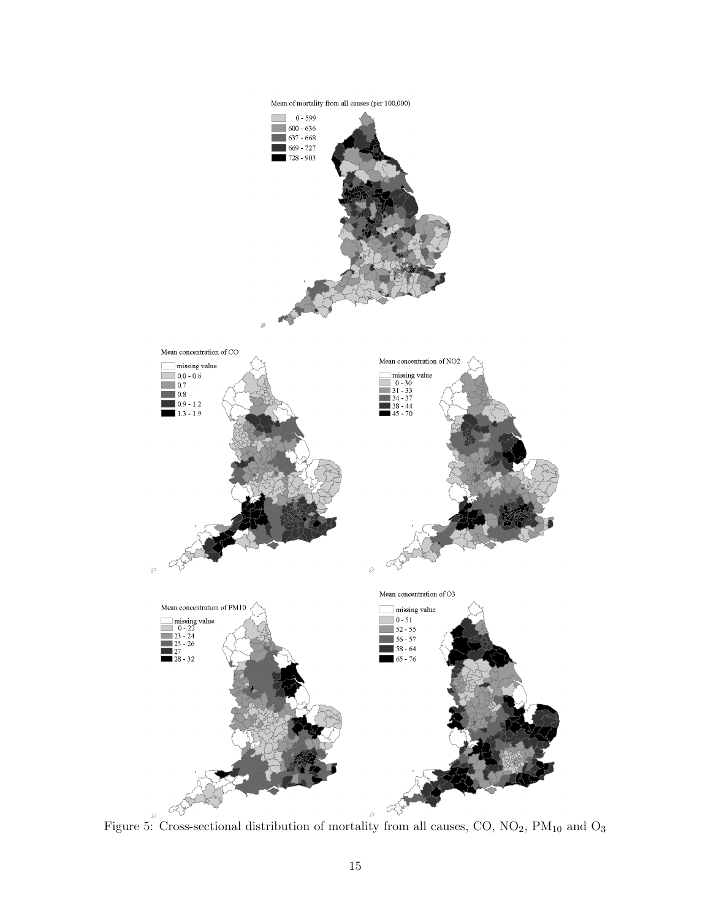Figure 5: Cross-sectional distribution of mortality from all causes, CO, $NO_2$, $PM_{10}$ and $O_3$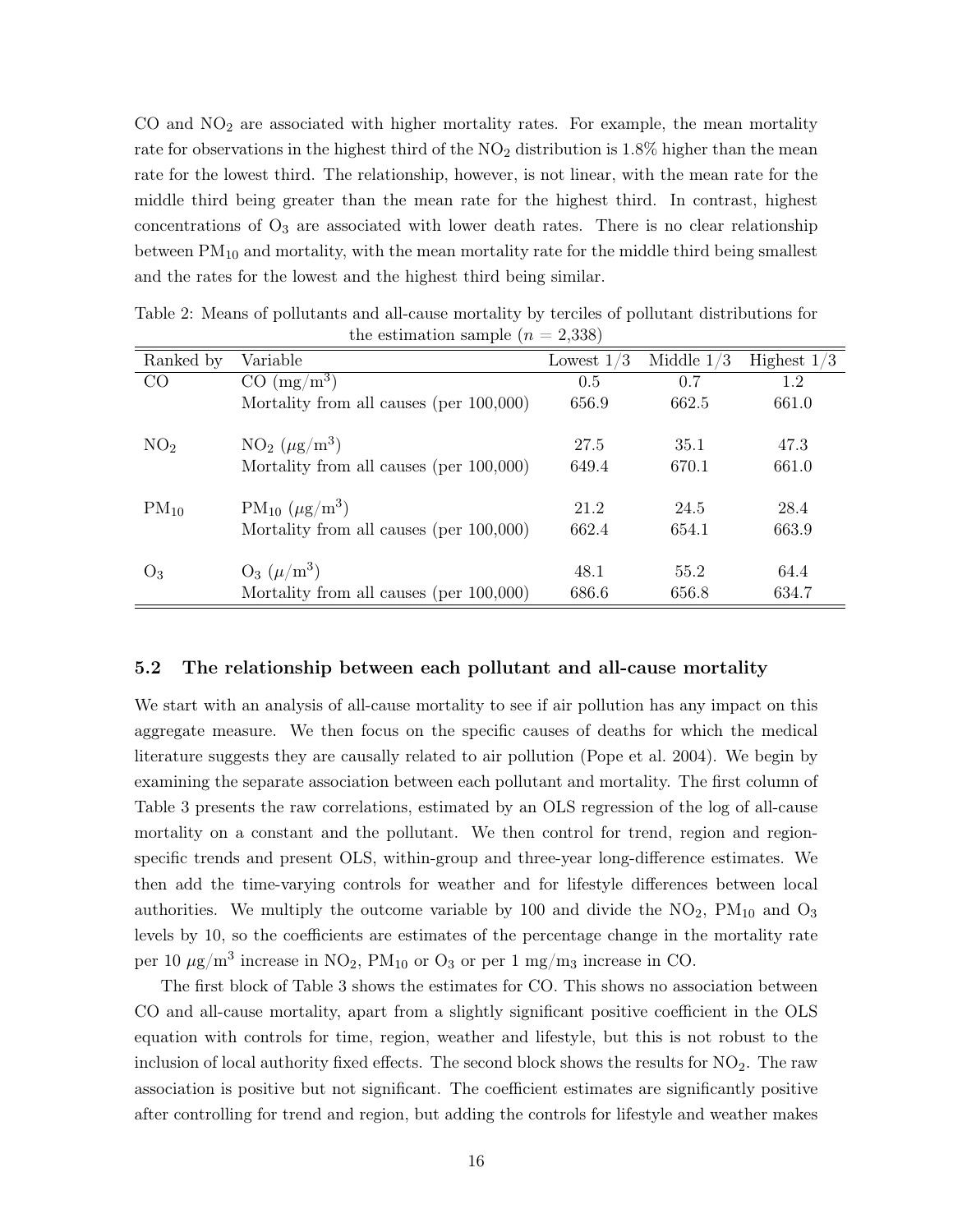CO and $NO_2$ are associated with higher mortality rates. For example, the mean mortality rate for observations in the highest third of the $NO_2$ distribution is 1.8% higher than the mean rate for the lowest third. The relationship, however, is not linear, with the mean rate for the middle third being greater than the mean rate for the highest third. In contrast, highest concentrations of $O_3$ are associated with lower death rates. There is no clear relationship between $PM_{10}$ and mortality, with the mean mortality rate for the middle third being smallest and the rates for the lowest and the highest third being similar.

Table 2: Means of pollutants and all-cause mortality by terciles of pollutant distributions for the estimation sample ($n = 2{,}338$)

| Ranked by | Variable | Lowest 1/3 | Middle 1/3 | Highest 1/3 |
|---|---|---|---|---|
| CO | CO ($mg/m^3$) | 0.5 | 0.7 | 1.2 |
| | Mortality from all causes (per 100,000) | 656.9 | 662.5 | 661.0 |
| $NO_2$ | $NO_2$ ($\mu g/m^3$) | 27.5 | 35.1 | 47.3 |
| | Mortality from all causes (per 100,000) | 649.4 | 670.1 | 661.0 |
| $PM_{10}$ | $PM_{10}$ ($\mu g/m^3$) | 21.2 | 24.5 | 28.4 |
| | Mortality from all causes (per 100,000) | 662.4 | 654.1 | 663.9 |
| $O_3$ | $O_3$ ($\mu/m^3$) | 48.1 | 55.2 | 64.4 |
| | Mortality from all causes (per 100,000) | 686.6 | 656.8 | 634.7 |

### 5.2 The relationship between each pollutant and all-cause mortality

We start with an analysis of all-cause mortality to see if air pollution has any impact on this aggregate measure. We then focus on the specific causes of deaths for which the medical literature suggests they are causally related to air pollution (Pope et al. 2004). We begin by examining the separate association between each pollutant and mortality. The first column of Table 3 presents the raw correlations, estimated by an OLS regression of the log of all-cause mortality on a constant and the pollutant. We then control for trend, region and region-specific trends and present OLS, within-group and three-year long-difference estimates. We then add the time-varying controls for weather and for lifestyle differences between local authorities. We multiply the outcome variable by 100 and divide the $NO_2$, $PM_{10}$ and $O_3$ levels by 10, so the coefficients are estimates of the percentage change in the mortality rate per 10 $\mu g/m^3$ increase in $NO_2$, $PM_{10}$ or $O_3$ or per 1 $mg/m_3$ increase in CO.

The first block of Table 3 shows the estimates for CO. This shows no association between CO and all-cause mortality, apart from a slightly significant positive coefficient in the OLS equation with controls for time, region, weather and lifestyle, but this is not robust to the inclusion of local authority fixed effects. The second block shows the results for $NO_2$. The raw association is positive but not significant. The coefficient estimates are significantly positive after controlling for trend and region, but adding the controls for lifestyle and weather makes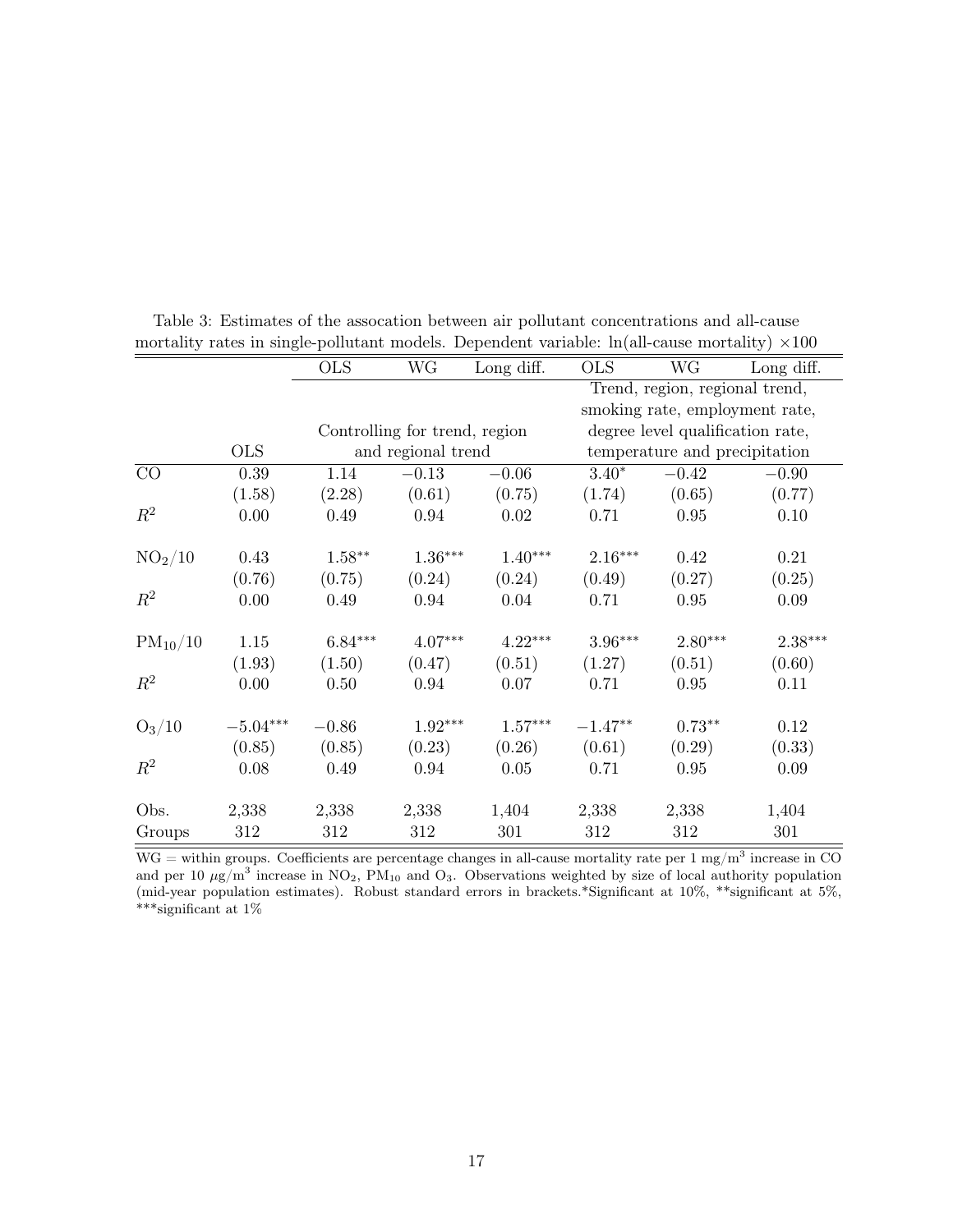Table 3: Estimates of the assocation between air pollutant concentrations and all-cause mortality rates in single-pollutant models. Dependent variable: ln(all-cause mortality) $\times 100$

| | OLS | OLS | WG | Long diff. | OLS | WG | Long diff. |
|---|---|---|---|---|---|---|---|
| | | Controlling for trend, region and regional trend | | | Trend, region, regional trend, smoking rate, employment rate, degree level qualification rate, temperature and precipitation | | |
| CO | 0.39 | 1.14 | $-0.13$ | $-0.06$ | $3.40^{*}$ | $-0.42$ | $-0.90$ |
| | (1.58) | (2.28) | (0.61) | (0.75) | (1.74) | (0.65) | (0.77) |
| $R^2$ | 0.00 | 0.49 | 0.94 | 0.02 | 0.71 | 0.95 | 0.10 |
| $NO_2/10$ | 0.43 | $1.58^{**}$ | $1.36^{***}$ | $1.40^{***}$ | $2.16^{***}$ | 0.42 | 0.21 |
| | (0.76) | (0.75) | (0.24) | (0.24) | (0.49) | (0.27) | (0.25) |
| $R^2$ | 0.00 | 0.49 | 0.94 | 0.04 | 0.71 | 0.95 | 0.09 |
| $PM_{10}/10$ | 1.15 | $6.84^{***}$ | $4.07^{***}$ | $4.22^{***}$ | $3.96^{***}$ | $2.80^{***}$ | $2.38^{***}$ |
| | (1.93) | (1.50) | (0.47) | (0.51) | (1.27) | (0.51) | (0.60) |
| $R^2$ | 0.00 | 0.50 | 0.94 | 0.07 | 0.71 | 0.95 | 0.11 |
| $O_3/10$ | $-5.04^{***}$ | $-0.86$ | $1.92^{***}$ | $1.57^{***}$ | $-1.47^{**}$ | $0.73^{**}$ | 0.12 |
| | (0.85) | (0.85) | (0.23) | (0.26) | (0.61) | (0.29) | (0.33) |
| $R^2$ | 0.08 | 0.49 | 0.94 | 0.05 | 0.71 | 0.95 | 0.09 |
| Obs. | 2,338 | 2,338 | 2,338 | 1,404 | 2,338 | 2,338 | 1,404 |
| Groups | 312 | 312 | 312 | 301 | 312 | 312 | 301 |

WG = within groups. Coefficients are percentage changes in all-cause mortality rate per 1 mg/m$^3$ increase in CO and per 10 $\mu$g/m$^3$ increase in $NO_2$, $PM_{10}$ and $O_3$. Observations weighted by size of local authority population (mid-year population estimates). Robust standard errors in brackets.*Significant at 10%, **significant at 5%, ***significant at 1%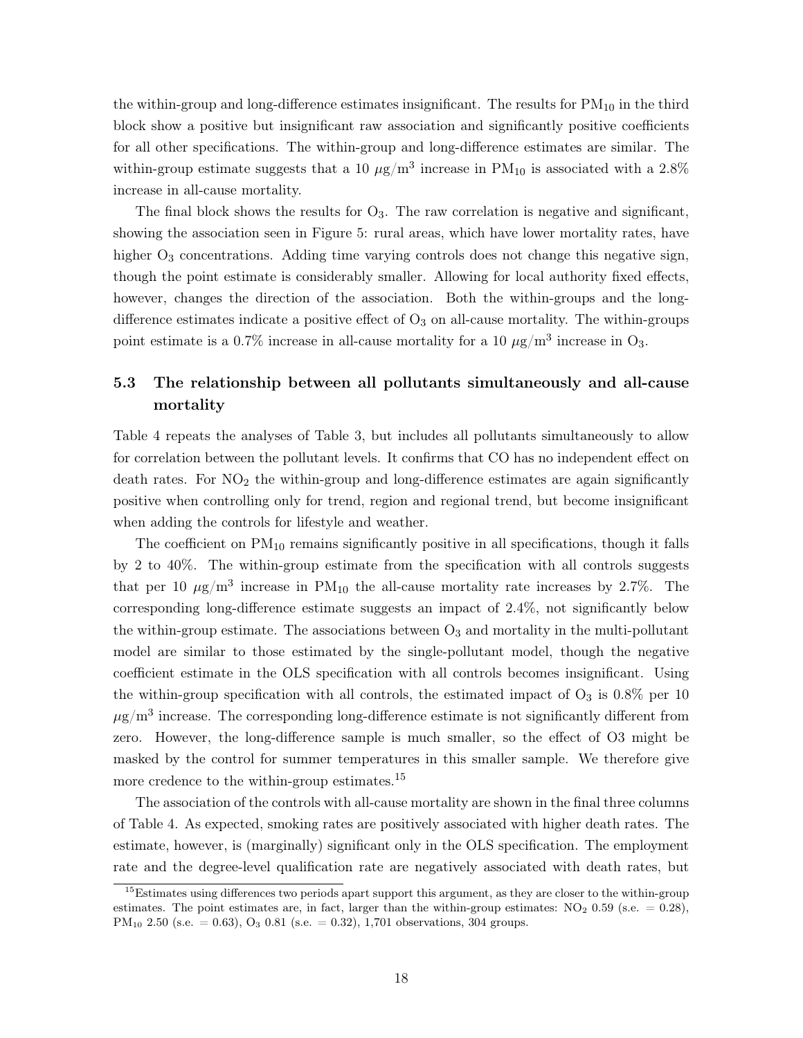the within-group and long-difference estimates insignificant. The results for $PM_{10}$ in the third block show a positive but insignificant raw association and significantly positive coefficients for all other specifications. The within-group and long-difference estimates are similar. The within-group estimate suggests that a 10 $\mu g/m^3$ increase in $PM_{10}$ is associated with a 2.8% increase in all-cause mortality.

The final block shows the results for $O_3$. The raw correlation is negative and significant, showing the association seen in Figure 5: rural areas, which have lower mortality rates, have higher $O_3$ concentrations. Adding time varying controls does not change this negative sign, though the point estimate is considerably smaller. Allowing for local authority fixed effects, however, changes the direction of the association. Both the within-groups and the long-difference estimates indicate a positive effect of $O_3$ on all-cause mortality. The within-groups point estimate is a 0.7% increase in all-cause mortality for a 10 $\mu g/m^3$ increase in $O_3$.

## 5.3 The relationship between all pollutants simultaneously and all-cause mortality

Table 4 repeats the analyses of Table 3, but includes all pollutants simultaneously to allow for correlation between the pollutant levels. It confirms that CO has no independent effect on death rates. For $NO_2$ the within-group and long-difference estimates are again significantly positive when controlling only for trend, region and regional trend, but become insignificant when adding the controls for lifestyle and weather.

The coefficient on $PM_{10}$ remains significantly positive in all specifications, though it falls by 2 to 40%. The within-group estimate from the specification with all controls suggests that per 10 $\mu g/m^3$ increase in $PM_{10}$ the all-cause mortality rate increases by 2.7%. The corresponding long-difference estimate suggests an impact of 2.4%, not significantly below the within-group estimate. The associations between $O_3$ and mortality in the multi-pollutant model are similar to those estimated by the single-pollutant model, though the negative coefficient estimate in the OLS specification with all controls becomes insignificant. Using the within-group specification with all controls, the estimated impact of $O_3$ is 0.8% per 10 $\mu g/m^3$ increase. The corresponding long-difference estimate is not significantly different from zero. However, the long-difference sample is much smaller, so the effect of O3 might be masked by the control for summer temperatures in this smaller sample. We therefore give more credence to the within-group estimates.[15]

The association of the controls with all-cause mortality are shown in the final three columns of Table 4. As expected, smoking rates are positively associated with higher death rates. The estimate, however, is (marginally) significant only in the OLS specification. The employment rate and the degree-level qualification rate are negatively associated with death rates, but

[15]Estimates using differences two periods apart support this argument, as they are closer to the within-group estimates. The point estimates are, in fact, larger than the within-group estimates: $NO_2$ 0.59 (s.e. = 0.28), $PM_{10}$ 2.50 (s.e. = 0.63), $O_3$ 0.81 (s.e. = 0.32), 1,701 observations, 304 groups.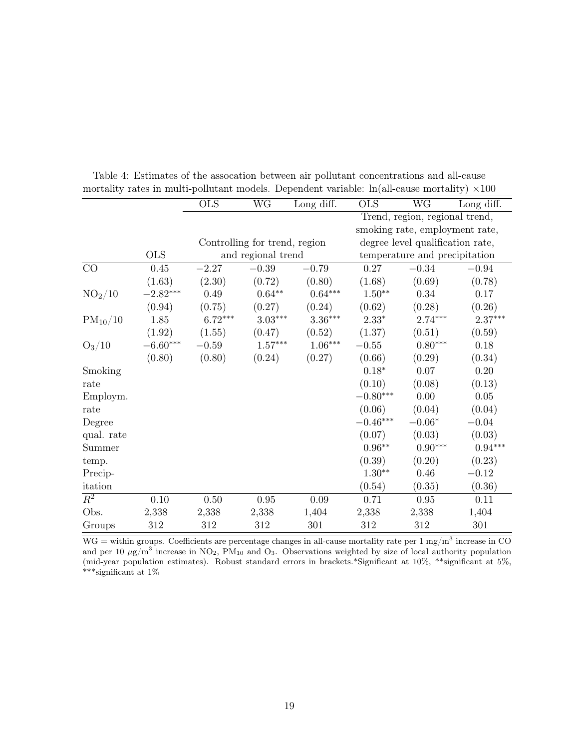Table 4: Estimates of the assocation between air pollutant concentrations and all-cause mortality rates in multi-pollutant models. Dependent variable: ln(all-cause mortality) ×100

| | OLS | OLS | WG | Long diff. | OLS | WG | Long diff. |
|---|---|---|---|---|---|---|---|
| | | Controlling for trend, region and regional trend | | | Trend, region, regional trend, smoking rate, employment rate, degree level qualification rate, temperature and precipitation | | |
| CO | 0.45 | $-2.27$ | $-0.39$ | $-0.79$ | 0.27 | $-0.34$ | $-0.94$ |
| | (1.63) | (2.30) | (0.72) | (0.80) | (1.68) | (0.69) | (0.78) |
| $NO_2/10$ | $-2.82^{***}$ | 0.49 | $0.64^{**}$ | $0.64^{***}$ | $1.50^{**}$ | 0.34 | 0.17 |
| | (0.94) | (0.75) | (0.27) | (0.24) | (0.62) | (0.28) | (0.26) |
| $PM_{10}/10$ | 1.85 | $6.72^{***}$ | $3.03^{***}$ | $3.36^{***}$ | $2.33^{*}$ | $2.74^{***}$ | $2.37^{***}$ |
| | (1.92) | (1.55) | (0.47) | (0.52) | (1.37) | (0.51) | (0.59) |
| $O_3/10$ | $-6.60^{***}$ | $-0.59$ | $1.57^{***}$ | $1.06^{***}$ | $-0.55$ | $0.80^{***}$ | 0.18 |
| | (0.80) | (0.80) | (0.24) | (0.27) | (0.66) | (0.29) | (0.34) |
| Smoking rate | | | | | $0.18^{*}$ | 0.07 | 0.20 |
| | | | | | (0.10) | (0.08) | (0.13) |
| Employm. rate | | | | | $-0.80^{***}$ | 0.00 | 0.05 |
| | | | | | (0.06) | (0.04) | (0.04) |
| Degree qual. rate | | | | | $-0.46^{***}$ | $-0.06^{*}$ | $-0.04$ |
| | | | | | (0.07) | (0.03) | (0.03) |
| Summer temp. | | | | | $0.96^{**}$ | $0.90^{***}$ | $0.94^{***}$ |
| | | | | | (0.39) | (0.20) | (0.23) |
| Precipitation | | | | | $1.30^{**}$ | 0.46 | $-0.12$ |
| | | | | | (0.54) | (0.35) | (0.36) |
| $R^2$ | 0.10 | 0.50 | 0.95 | 0.09 | 0.71 | 0.95 | 0.11 |
| Obs. | 2,338 | 2,338 | 2,338 | 1,404 | 2,338 | 2,338 | 1,404 |
| Groups | 312 | 312 | 312 | 301 | 312 | 312 | 301 |

WG = within groups. Coefficients are percentage changes in all-cause mortality rate per 1 mg/m$^3$ increase in CO and per 10 $\mu$g/m$^3$ increase in $NO_2$, $PM_{10}$ and $O_3$. Observations weighted by size of local authority population (mid-year population estimates). Robust standard errors in brackets.*Significant at 10%, **significant at 5%, ***significant at 1%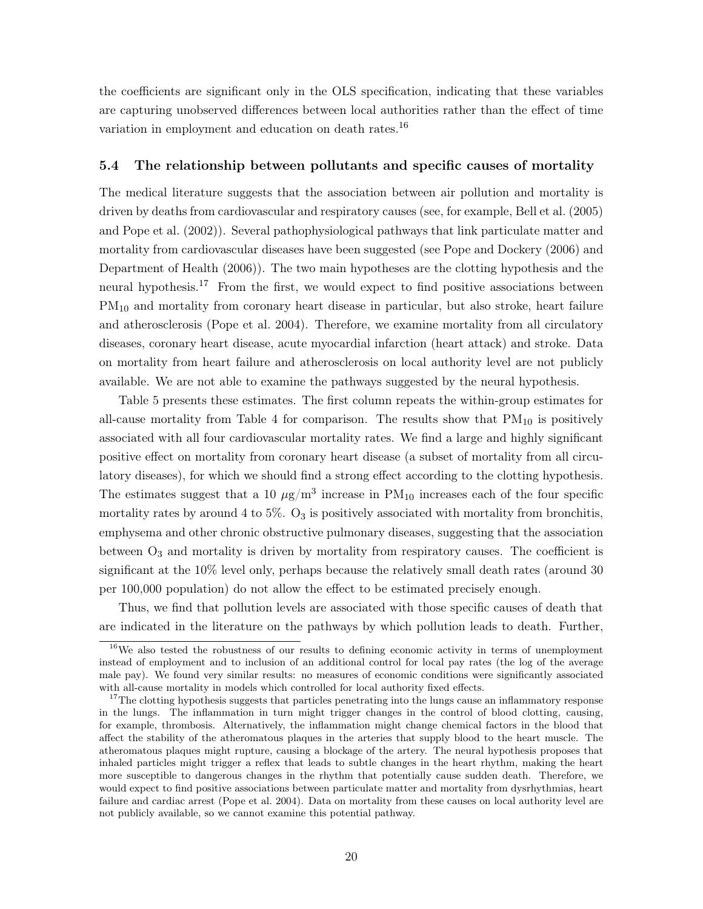the coefficients are significant only in the OLS specification, indicating that these variables are capturing unobserved differences between local authorities rather than the effect of time variation in employment and education on death rates.[16]

### 5.4 The relationship between pollutants and specific causes of mortality

The medical literature suggests that the association between air pollution and mortality is driven by deaths from cardiovascular and respiratory causes (see, for example, Bell et al. (2005) and Pope et al. (2002)). Several pathophysiological pathways that link particulate matter and mortality from cardiovascular diseases have been suggested (see Pope and Dockery (2006) and Department of Health (2006)). The two main hypotheses are the clotting hypothesis and the neural hypothesis.[17] From the first, we would expect to find positive associations between $PM_{10}$ and mortality from coronary heart disease in particular, but also stroke, heart failure and atherosclerosis (Pope et al. 2004). Therefore, we examine mortality from all circulatory diseases, coronary heart disease, acute myocardial infarction (heart attack) and stroke. Data on mortality from heart failure and atherosclerosis on local authority level are not publicly available. We are not able to examine the pathways suggested by the neural hypothesis.

Table 5 presents these estimates. The first column repeats the within-group estimates for all-cause mortality from Table 4 for comparison. The results show that $PM_{10}$ is positively associated with all four cardiovascular mortality rates. We find a large and highly significant positive effect on mortality from coronary heart disease (a subset of mortality from all circulatory diseases), for which we should find a strong effect according to the clotting hypothesis. The estimates suggest that a 10 $\mu g/m^3$ increase in $PM_{10}$ increases each of the four specific mortality rates by around 4 to 5%. $O_3$ is positively associated with mortality from bronchitis, emphysema and other chronic obstructive pulmonary diseases, suggesting that the association between $O_3$ and mortality is driven by mortality from respiratory causes. The coefficient is significant at the 10% level only, perhaps because the relatively small death rates (around 30 per 100,000 population) do not allow the effect to be estimated precisely enough.

Thus, we find that pollution levels are associated with those specific causes of death that are indicated in the literature on the pathways by which pollution leads to death. Further,

[16] We also tested the robustness of our results to defining economic activity in terms of unemployment instead of employment and to inclusion of an additional control for local pay rates (the log of the average male pay). We found very similar results: no measures of economic conditions were significantly associated with all-cause mortality in models which controlled for local authority fixed effects.

[17] The clotting hypothesis suggests that particles penetrating into the lungs cause an inflammatory response in the lungs. The inflammation in turn might trigger changes in the control of blood clotting, causing, for example, thrombosis. Alternatively, the inflammation might change chemical factors in the blood that affect the stability of the atheromatous plaques in the arteries that supply blood to the heart muscle. The atheromatous plaques might rupture, causing a blockage of the artery. The neural hypothesis proposes that inhaled particles might trigger a reflex that leads to subtle changes in the heart rhythm, making the heart more susceptible to dangerous changes in the rhythm that potentially cause sudden death. Therefore, we would expect to find positive associations between particulate matter and mortality from dysrhythmias, heart failure and cardiac arrest (Pope et al. 2004). Data on mortality from these causes on local authority level are not publicly available, so we cannot examine this potential pathway.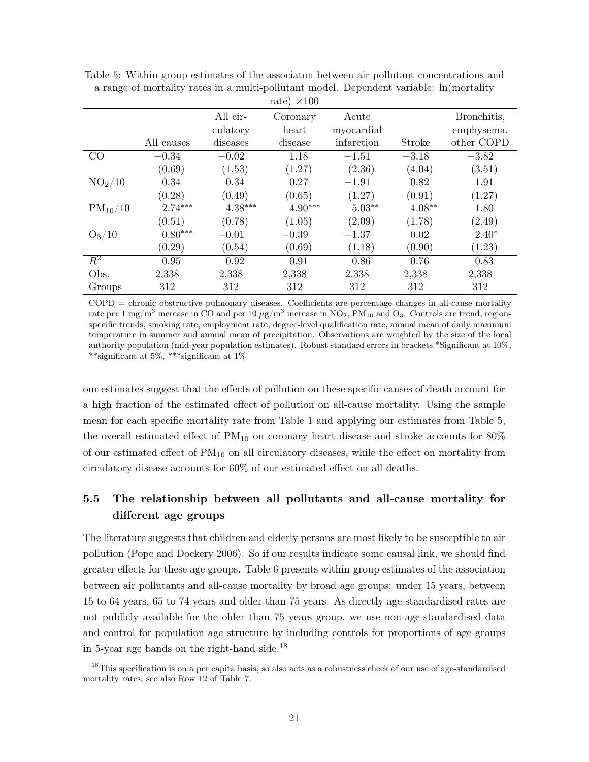Table 5: Within-group estimates of the associaton between air pollutant concentrations and a range of mortality rates in a multi-pollutant model. Dependent variable: ln(mortality rate) ×100

| | All causes | All circulatory diseases | Coronary heart disease | Acute myocardial infarction | Stroke | Bronchitis, emphysema, other COPD |
|---|---|---|---|---|---|---|
| CO | −0.34 | −0.02 | 1.18 | −1.51 | −3.18 | −3.82 |
| | (0.69) | (1.53) | (1.27) | (2.36) | (4.04) | (3.51) |
| $NO_2/10$ | 0.34 | 0.34 | 0.27 | −1.91 | 0.82 | 1.91 |
| | (0.28) | (0.49) | (0.65) | (1.27) | (0.91) | (1.27) |
| $PM_{10}/10$ | 2.74*** | 4.38*** | 4.90*** | 5.03** | 4.08** | 1.80 |
| | (0.51) | (0.78) | (1.05) | (2.09) | (1.78) | (2.49) |
| $O_3/10$ | 0.80*** | −0.01 | −0.39 | −1.37 | 0.02 | 2.40* |
| | (0.29) | (0.54) | (0.69) | (1.18) | (0.90) | (1.23) |
| $R^2$ | 0.95 | 0.92 | 0.91 | 0.86 | 0.76 | 0.83 |
| Obs. | 2,338 | 2,338 | 2,338 | 2,338 | 2,338 | 2,338 |
| Groups | 312 | 312 | 312 | 312 | 312 | 312 |

COPD = chronic obstructive pulmonary diseases. Coefficients are percentage changes in all-cause mortality rate per 1 $mg/m^3$ increase in CO and per 10 $\mu g/m^3$ increase in $NO_2$, $PM_{10}$ and $O_3$. Controls are trend, region-specific trends, smoking rate, employment rate, degree-level qualification rate, annual mean of daily maximum temperature in summer and annual mean of precipitation. Observations are weighted by the size of the local authority population (mid-year population estimates). Robust standard errors in brackets.*Significant at 10%, **significant at 5%, ***significant at 1%

our estimates suggest that the effects of pollution on these specific causes of death account for a high fraction of the estimated effect of pollution on all-cause mortality. Using the sample mean for each specific mortality rate from Table 1 and applying our estimates from Table 5, the overall estimated effect of $PM_{10}$ on coronary heart disease and stroke accounts for 80% of our estimated effect of $PM_{10}$ on all circulatory diseases, while the effect on mortality from circulatory disease accounts for 60% of our estimated effect on all deaths.

### 5.5 The relationship between all pollutants and all-cause mortality for different age groups

The literature suggests that children and elderly persons are most likely to be susceptible to air pollution (Pope and Dockery 2006). So if our results indicate some causal link, we should find greater effects for these age groups. Table 6 presents within-group estimates of the association between air pollutants and all-cause mortality by broad age groups: under 15 years, between 15 to 64 years, 65 to 74 years and older than 75 years. As directly age-standardised rates are not publicly available for the older than 75 years group, we use non-age-standardised data and control for population age structure by including controls for proportions of age groups in 5-year age bands on the right-hand side.[18]

[18] This specification is on a per capita basis, so also acts as a robustness check of our use of age-standardised mortality rates; see also Row 12 of Table 7.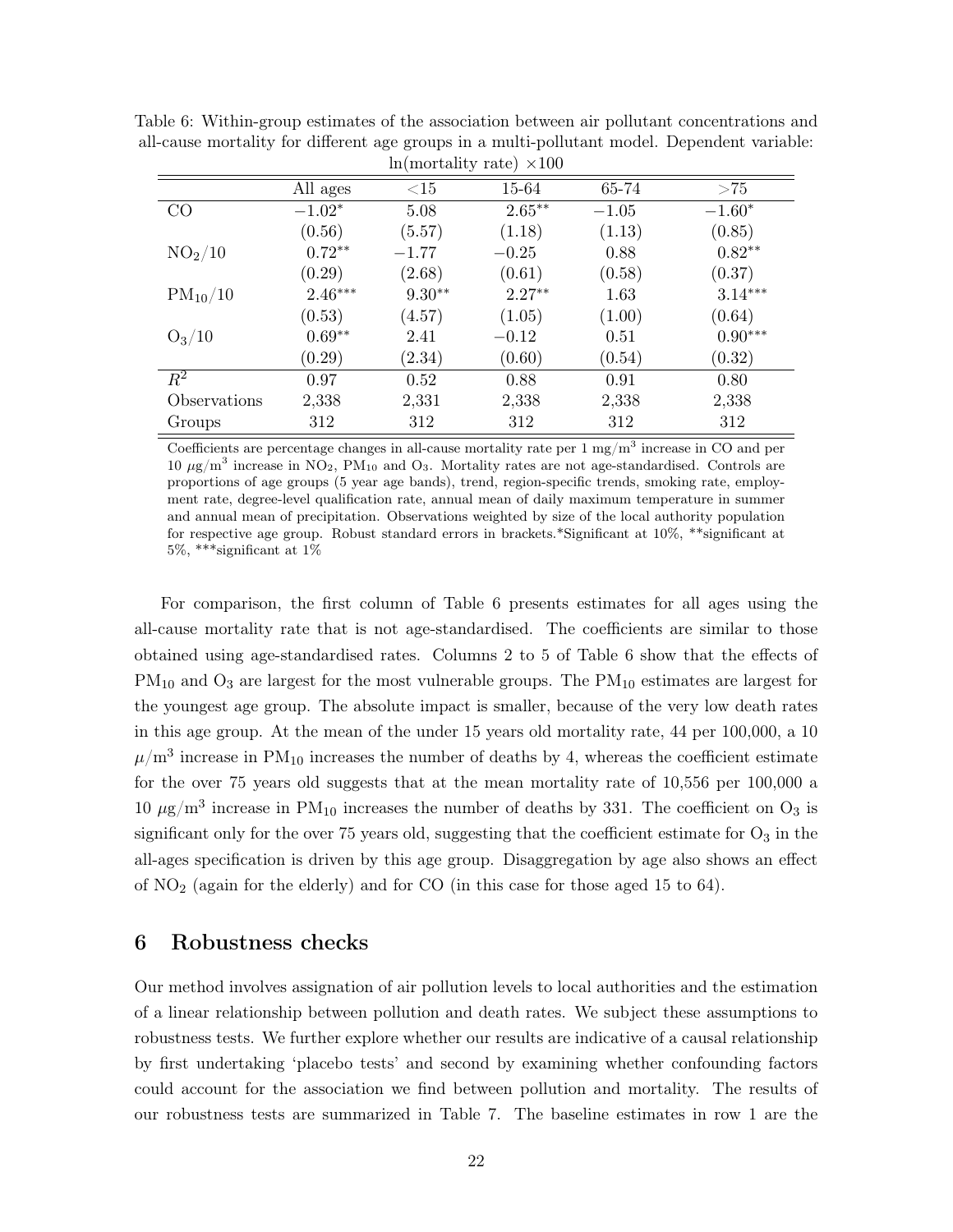Table 6: Within-group estimates of the association between air pollutant concentrations and all-cause mortality for different age groups in a multi-pollutant model. Dependent variable: ln(mortality rate) ×100

| | All ages | <15 | 15-64 | 65-74 | >75 |
|---|---|---|---|---|---|
| CO | $-1.02^{*}$ | 5.08 | $2.65^{**}$ | $-1.05$ | $-1.60^{*}$ |
| | (0.56) | (5.57) | (1.18) | (1.13) | (0.85) |
| $NO_2/10$ | $0.72^{**}$ | $-1.77$ | $-0.25$ | 0.88 | $0.82^{**}$ |
| | (0.29) | (2.68) | (0.61) | (0.58) | (0.37) |
| $PM_{10}/10$ | $2.46^{***}$ | $9.30^{**}$ | $2.27^{**}$ | 1.63 | $3.14^{***}$ |
| | (0.53) | (4.57) | (1.05) | (1.00) | (0.64) |
| $O_3/10$ | $0.69^{**}$ | 2.41 | $-0.12$ | 0.51 | $0.90^{***}$ |
| | (0.29) | (2.34) | (0.60) | (0.54) | (0.32) |
| $R^2$ | 0.97 | 0.52 | 0.88 | 0.91 | 0.80 |
| Observations | 2,338 | 2,331 | 2,338 | 2,338 | 2,338 |
| Groups | 312 | 312 | 312 | 312 | 312 |

Coefficients are percentage changes in all-cause mortality rate per 1 mg/m$^3$ increase in CO and per 10 $\mu$g/m$^3$ increase in $NO_2$, $PM_{10}$ and $O_3$. Mortality rates are not age-standardised. Controls are proportions of age groups (5 year age bands), trend, region-specific trends, smoking rate, employment rate, degree-level qualification rate, annual mean of daily maximum temperature in summer and annual mean of precipitation. Observations weighted by size of the local authority population for respective age group. Robust standard errors in brackets.*Significant at 10%, **significant at 5%, ***significant at 1%

For comparison, the first column of Table 6 presents estimates for all ages using the all-cause mortality rate that is not age-standardised. The coefficients are similar to those obtained using age-standardised rates. Columns 2 to 5 of Table 6 show that the effects of $PM_{10}$ and $O_3$ are largest for the most vulnerable groups. The $PM_{10}$ estimates are largest for the youngest age group. The absolute impact is smaller, because of the very low death rates in this age group. At the mean of the under 15 years old mortality rate, 44 per 100,000, a 10 $\mu$/m$^3$ increase in $PM_{10}$ increases the number of deaths by 4, whereas the coefficient estimate for the over 75 years old suggests that at the mean mortality rate of 10,556 per 100,000 a 10 $\mu$g/m$^3$ increase in $PM_{10}$ increases the number of deaths by 331. The coefficient on $O_3$ is significant only for the over 75 years old, suggesting that the coefficient estimate for $O_3$ in the all-ages specification is driven by this age group. Disaggregation by age also shows an effect of $NO_2$ (again for the elderly) and for CO (in this case for those aged 15 to 64).

## 6 Robustness checks

Our method involves assignation of air pollution levels to local authorities and the estimation of a linear relationship between pollution and death rates. We subject these assumptions to robustness tests. We further explore whether our results are indicative of a causal relationship by first undertaking 'placebo tests' and second by examining whether confounding factors could account for the association we find between pollution and mortality. The results of our robustness tests are summarized in Table 7. The baseline estimates in row 1 are the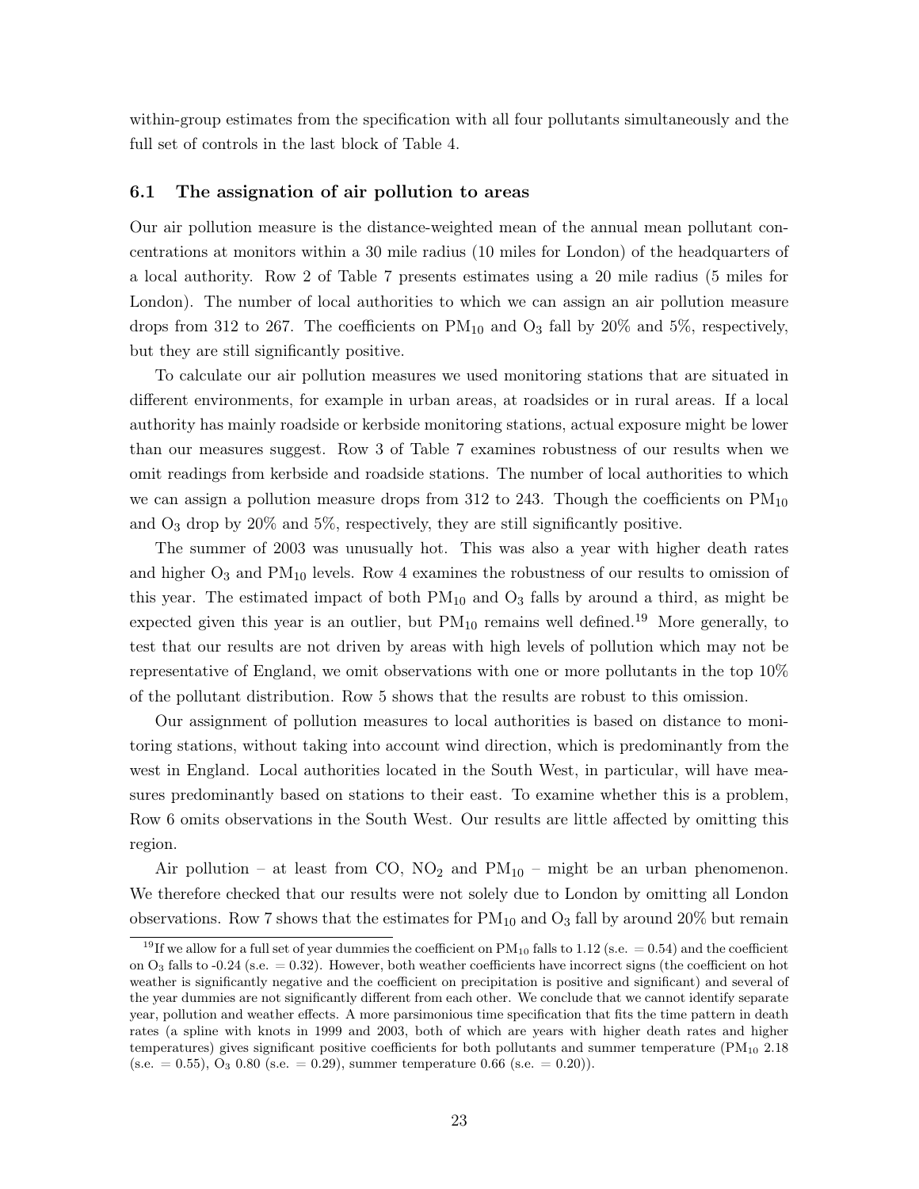within-group estimates from the specification with all four pollutants simultaneously and the full set of controls in the last block of Table 4.

### 6.1 The assignation of air pollution to areas

Our air pollution measure is the distance-weighted mean of the annual mean pollutant concentrations at monitors within a 30 mile radius (10 miles for London) of the headquarters of a local authority. Row 2 of Table 7 presents estimates using a 20 mile radius (5 miles for London). The number of local authorities to which we can assign an air pollution measure drops from 312 to 267. The coefficients on $PM_{10}$ and $O_3$ fall by 20% and 5%, respectively, but they are still significantly positive.

To calculate our air pollution measures we used monitoring stations that are situated in different environments, for example in urban areas, at roadsides or in rural areas. If a local authority has mainly roadside or kerbside monitoring stations, actual exposure might be lower than our measures suggest. Row 3 of Table 7 examines robustness of our results when we omit readings from kerbside and roadside stations. The number of local authorities to which we can assign a pollution measure drops from 312 to 243. Though the coefficients on $PM_{10}$ and $O_3$ drop by 20% and 5%, respectively, they are still significantly positive.

The summer of 2003 was unusually hot. This was also a year with higher death rates and higher $O_3$ and $PM_{10}$ levels. Row 4 examines the robustness of our results to omission of this year. The estimated impact of both $PM_{10}$ and $O_3$ falls by around a third, as might be expected given this year is an outlier, but $PM_{10}$ remains well defined.[19] More generally, to test that our results are not driven by areas with high levels of pollution which may not be representative of England, we omit observations with one or more pollutants in the top 10% of the pollutant distribution. Row 5 shows that the results are robust to this omission.

Our assignment of pollution measures to local authorities is based on distance to monitoring stations, without taking into account wind direction, which is predominantly from the west in England. Local authorities located in the South West, in particular, will have measures predominantly based on stations to their east. To examine whether this is a problem, Row 6 omits observations in the South West. Our results are little affected by omitting this region.

Air pollution – at least from CO, $NO_2$ and $PM_{10}$ – might be an urban phenomenon. We therefore checked that our results were not solely due to London by omitting all London observations. Row 7 shows that the estimates for $PM_{10}$ and $O_3$ fall by around 20% but remain

[19] If we allow for a full set of year dummies the coefficient on $PM_{10}$ falls to 1.12 (s.e. = 0.54) and the coefficient on $O_3$ falls to -0.24 (s.e. = 0.32). However, both weather coefficients have incorrect signs (the coefficient on hot weather is significantly negative and the coefficient on precipitation is positive and significant) and several of the year dummies are not significantly different from each other. We conclude that we cannot identify separate year, pollution and weather effects. A more parsimonious time specification that fits the time pattern in death rates (a spline with knots in 1999 and 2003, both of which are years with higher death rates and higher temperatures) gives significant positive coefficients for both pollutants and summer temperature ($PM_{10}$ 2.18 (s.e. = 0.55), $O_3$ 0.80 (s.e. = 0.29), summer temperature 0.66 (s.e. = 0.20)).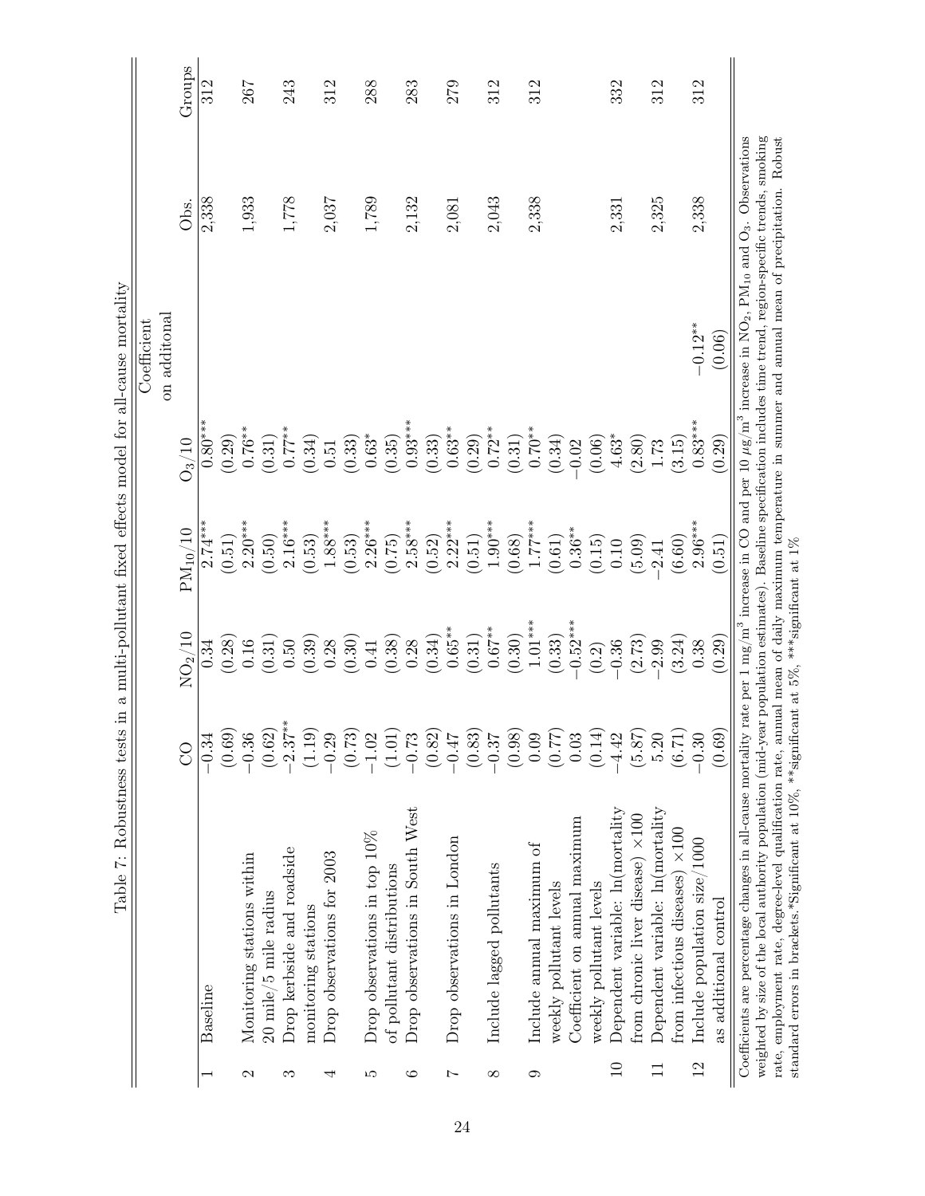Table 7: Robustness tests in a multi-pollutant fixed effects model for all-cause mortality

| | | CO | $NO_2/10$ | $PM_{10}/10$ | $O_3/10$ | Coefficient on additonal | Obs. | Groups |
|---|---|---|---|---|---|---|---|---|
| 1 | Baseline | −0.34 | 0.34 | 2.74*** | 0.80*** | | 2,338 | 312 |
| | | (0.69) | (0.28) | (0.51) | (0.29) | | | |
| 2 | Monitoring stations within | −0.36 | 0.16 | 2.20*** | 0.76** | | 1,933 | 267 |
| | 20 mile/5 mile radius | (0.62) | (0.31) | (0.50) | (0.31) | | | |
| 3 | Drop kerbside and roadside | −2.37** | 0.50 | 2.16*** | 0.77** | | 1,778 | 243 |
| | monitoring stations | (1.19) | (0.39) | (0.53) | (0.34) | | | |
| 4 | Drop observations for 2003 | −0.29 | 0.28 | 1.88*** | 0.51 | | 2,037 | 312 |
| | | (0.73) | (0.30) | (0.53) | (0.33) | | | |
| 5 | Drop observations in top 10% | −1.02 | 0.41 | 2.26*** | 0.63* | | 1,789 | 288 |
| | of pollutant distributions | (1.01) | (0.38) | (0.75) | (0.35) | | | |
| 6 | Drop observations in South West | −0.73 | 0.28 | 2.58*** | 0.93*** | | 2,132 | 283 |
| | | (0.82) | (0.34) | (0.52) | (0.33) | | | |
| 7 | Drop observations in London | −0.47 | 0.65** | 2.22*** | 0.63** | | 2,081 | 279 |
| | | (0.83) | (0.31) | (0.51) | (0.29) | | | |
| 8 | Include lagged pollutants | −0.37 | 0.67** | 1.90*** | 0.72** | | 2,043 | 312 |
| | | (0.98) | (0.30) | (0.68) | (0.31) | | | |
| 9 | Include annual maximum of | 0.09 | 1.01*** | 1.77*** | 0.70** | | 2,338 | 312 |
| | weekly pollutant levels | (0.77) | (0.33) | (0.61) | (0.34) | | | |
| | Coefficient on annual maximum | 0.03 | −0.52*** | 0.36** | −0.02 | | | |
| | weekly pollutant levels | (0.14) | (0.2) | (0.15) | (0.06) | | | |
| 10 | Dependent variable: ln(mortality | −4.42 | −0.36 | 0.10 | 4.63* | | 2,331 | 332 |
| | from chronic liver disease) ×100 | (5.87) | (2.73) | (5.09) | (2.80) | | | |
| 11 | Dependent variable: ln(mortality | 5.20 | −2.99 | −2.41 | 1.73 | | 2,325 | 312 |
| | from infectious diseases) ×100 | (6.71) | (3.24) | (6.60) | (3.15) | | | |
| 12 | Include population size/1000 | −0.30 | 0.38 | 2.96*** | 0.83*** | −0.12** | 2,338 | 312 |
| | as additional control | (0.69) | (0.29) | (0.51) | (0.29) | (0.06) | | |

Coefficients are percentage changes in all-cause mortality rate per 1 mg/m$^3$ increase in CO and per 10 $\mu g/m^3$ increase in $NO_2$, $PM_{10}$ and $O_3$. Observations weighted by size of the local authority population (mid-year population estimates). Baseline specification includes time trend, region-specific trends, smoking rate, employment rate, degree-level qualification rate, annual mean of daily maximum temperature in summer and annual mean of precipitation. Robust standard errors in brackets.*Significant at 10%, **significant at 5%, ***significant at 1%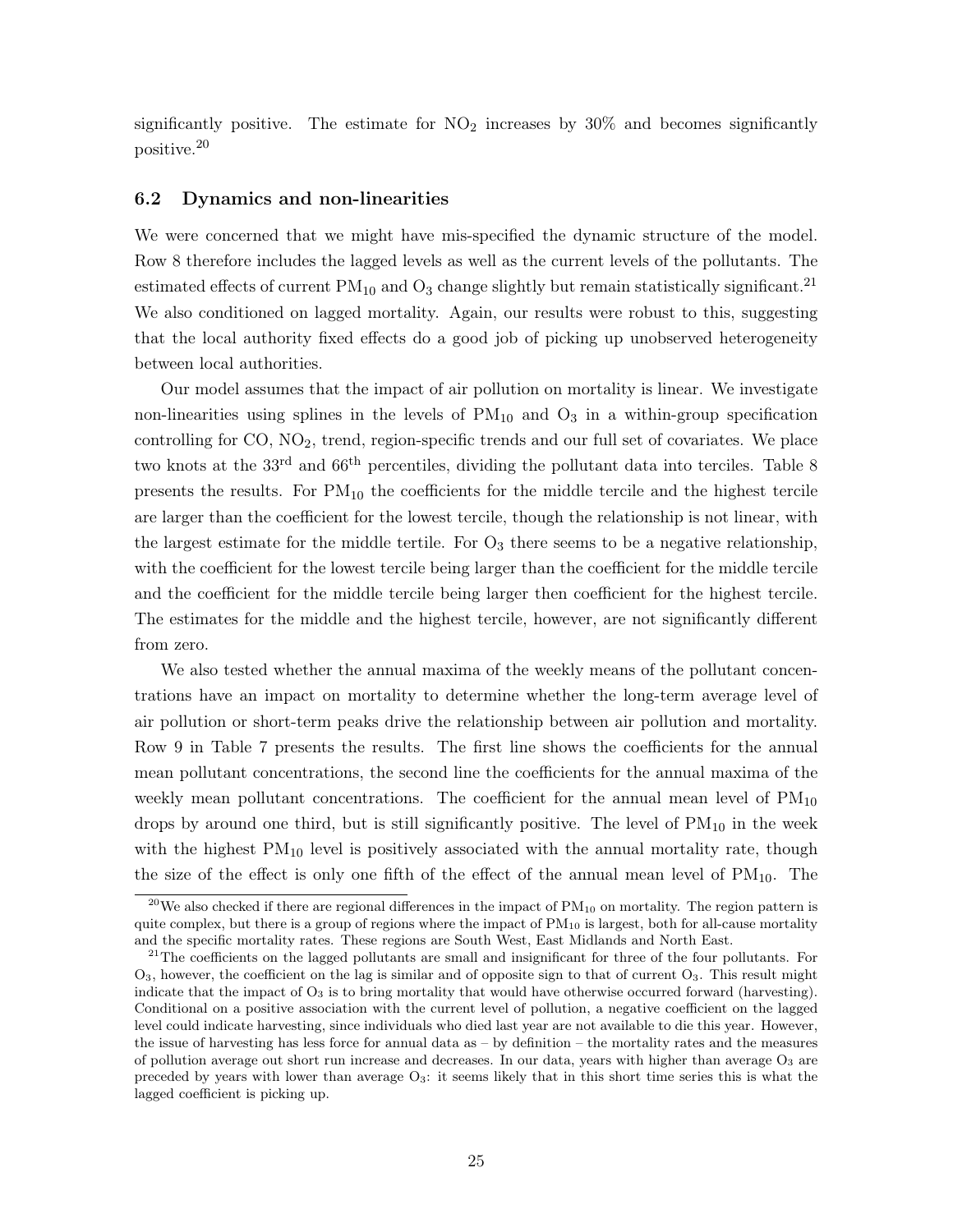significantly positive. The estimate for $NO_2$ increases by 30% and becomes significantly positive.[20]

### 6.2 Dynamics and non-linearities

We were concerned that we might have mis-specified the dynamic structure of the model. Row 8 therefore includes the lagged levels as well as the current levels of the pollutants. The estimated effects of current $PM_{10}$ and $O_3$ change slightly but remain statistically significant.[21] We also conditioned on lagged mortality. Again, our results were robust to this, suggesting that the local authority fixed effects do a good job of picking up unobserved heterogeneity between local authorities.

Our model assumes that the impact of air pollution on mortality is linear. We investigate non-linearities using splines in the levels of $PM_{10}$ and $O_3$ in a within-group specification controlling for CO, $NO_2$, trend, region-specific trends and our full set of covariates. We place two knots at the 33rd and 66th percentiles, dividing the pollutant data into terciles. Table 8 presents the results. For $PM_{10}$ the coefficients for the middle tercile and the highest tercile are larger than the coefficient for the lowest tercile, though the relationship is not linear, with the largest estimate for the middle tertile. For $O_3$ there seems to be a negative relationship, with the coefficient for the lowest tercile being larger than the coefficient for the middle tercile and the coefficient for the middle tercile being larger then coefficient for the highest tercile. The estimates for the middle and the highest tercile, however, are not significantly different from zero.

We also tested whether the annual maxima of the weekly means of the pollutant concentrations have an impact on mortality to determine whether the long-term average level of air pollution or short-term peaks drive the relationship between air pollution and mortality. Row 9 in Table 7 presents the results. The first line shows the coefficients for the annual mean pollutant concentrations, the second line the coefficients for the annual maxima of the weekly mean pollutant concentrations. The coefficient for the annual mean level of $PM_{10}$ drops by around one third, but is still significantly positive. The level of $PM_{10}$ in the week with the highest $PM_{10}$ level is positively associated with the annual mortality rate, though the size of the effect is only one fifth of the effect of the annual mean level of $PM_{10}$. The

[20] We also checked if there are regional differences in the impact of $PM_{10}$ on mortality. The region pattern is quite complex, but there is a group of regions where the impact of $PM_{10}$ is largest, both for all-cause mortality and the specific mortality rates. These regions are South West, East Midlands and North East.

[21] The coefficients on the lagged pollutants are small and insignificant for three of the four pollutants. For $O_3$, however, the coefficient on the lag is similar and of opposite sign to that of current $O_3$. This result might indicate that the impact of $O_3$ is to bring mortality that would have otherwise occurred forward (harvesting). Conditional on a positive association with the current level of pollution, a negative coefficient on the lagged level could indicate harvesting, since individuals who died last year are not available to die this year. However, the issue of harvesting has less force for annual data as – by definition – the mortality rates and the measures of pollution average out short run increase and decreases. In our data, years with higher than average $O_3$ are preceded by years with lower than average $O_3$: it seems likely that in this short time series this is what the lagged coefficient is picking up.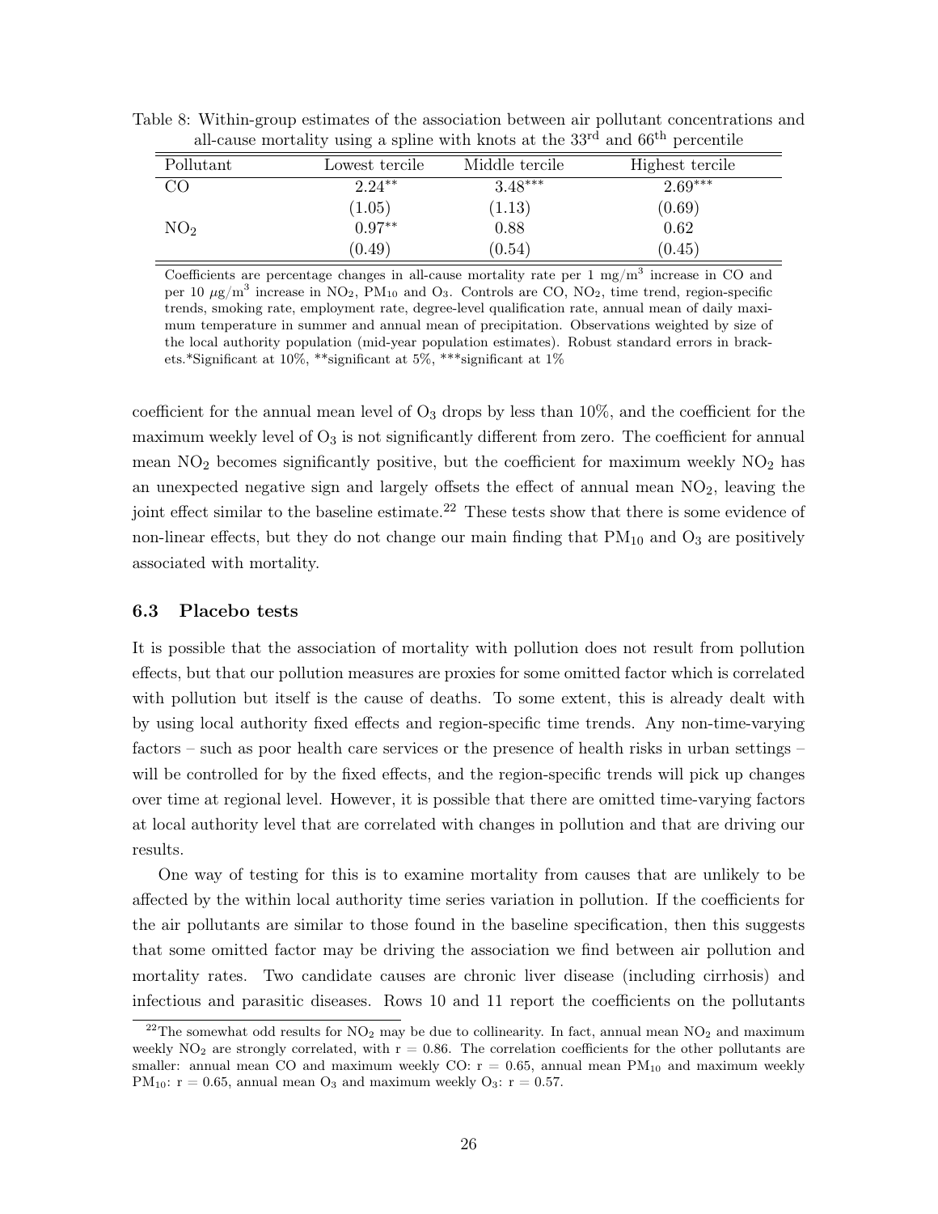Table 8: Within-group estimates of the association between air pollutant concentrations and all-cause mortality using a spline with knots at the 33rd and 66th percentile

| Pollutant | Lowest tercile | Middle tercile | Highest tercile |
|---|---|---|---|
| CO | 2.24** | 3.48*** | 2.69*** |
| | (1.05) | (1.13) | (0.69) |
| $NO_2$ | 0.97** | 0.88 | 0.62 |
| | (0.49) | (0.54) | (0.45) |

Coefficients are percentage changes in all-cause mortality rate per 1 mg/m$^3$ increase in CO and per 10 $\mu$g/m$^3$ increase in $NO_2$, $PM_{10}$ and $O_3$. Controls are CO, $NO_2$, time trend, region-specific trends, smoking rate, employment rate, degree-level qualification rate, annual mean of daily maximum temperature in summer and annual mean of precipitation. Observations weighted by size of the local authority population (mid-year population estimates). Robust standard errors in brackets.*Significant at 10%, **significant at 5%, ***significant at 1%

coefficient for the annual mean level of $O_3$ drops by less than 10%, and the coefficient for the maximum weekly level of $O_3$ is not significantly different from zero. The coefficient for annual mean $NO_2$ becomes significantly positive, but the coefficient for maximum weekly $NO_2$ has an unexpected negative sign and largely offsets the effect of annual mean $NO_2$, leaving the joint effect similar to the baseline estimate.[22] These tests show that there is some evidence of non-linear effects, but they do not change our main finding that $PM_{10}$ and $O_3$ are positively associated with mortality.

### 6.3 Placebo tests

It is possible that the association of mortality with pollution does not result from pollution effects, but that our pollution measures are proxies for some omitted factor which is correlated with pollution but itself is the cause of deaths. To some extent, this is already dealt with by using local authority fixed effects and region-specific time trends. Any non-time-varying factors – such as poor health care services or the presence of health risks in urban settings – will be controlled for by the fixed effects, and the region-specific trends will pick up changes over time at regional level. However, it is possible that there are omitted time-varying factors at local authority level that are correlated with changes in pollution and that are driving our results.

One way of testing for this is to examine mortality from causes that are unlikely to be affected by the within local authority time series variation in pollution. If the coefficients for the air pollutants are similar to those found in the baseline specification, then this suggests that some omitted factor may be driving the association we find between air pollution and mortality rates. Two candidate causes are chronic liver disease (including cirrhosis) and infectious and parasitic diseases. Rows 10 and 11 report the coefficients on the pollutants

[22] The somewhat odd results for $NO_2$ may be due to collinearity. In fact, annual mean $NO_2$ and maximum weekly $NO_2$ are strongly correlated, with r = 0.86. The correlation coefficients for the other pollutants are smaller: annual mean CO and maximum weekly CO: r = 0.65, annual mean $PM_{10}$ and maximum weekly $PM_{10}$: r = 0.65, annual mean $O_3$ and maximum weekly $O_3$: r = 0.57.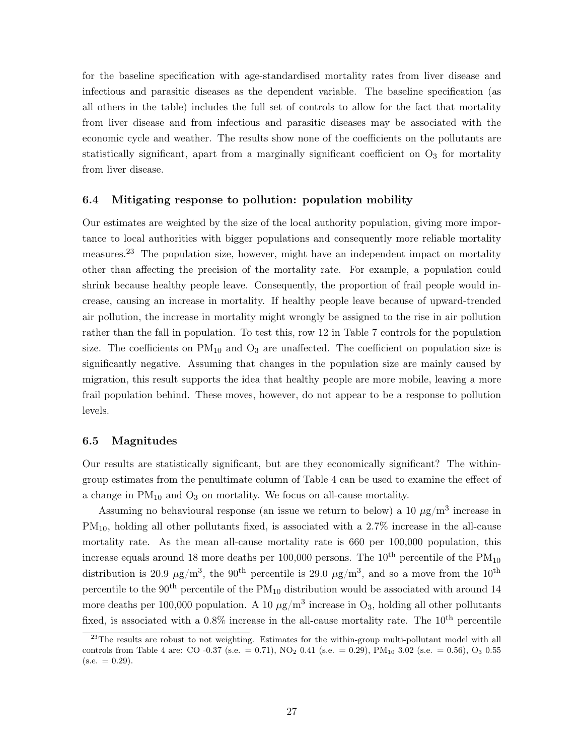for the baseline specification with age-standardised mortality rates from liver disease and infectious and parasitic diseases as the dependent variable. The baseline specification (as all others in the table) includes the full set of controls to allow for the fact that mortality from liver disease and from infectious and parasitic diseases may be associated with the economic cycle and weather. The results show none of the coefficients on the pollutants are statistically significant, apart from a marginally significant coefficient on $O_3$ for mortality from liver disease.

### 6.4 Mitigating response to pollution: population mobility

Our estimates are weighted by the size of the local authority population, giving more importance to local authorities with bigger populations and consequently more reliable mortality measures.[23] The population size, however, might have an independent impact on mortality other than affecting the precision of the mortality rate. For example, a population could shrink because healthy people leave. Consequently, the proportion of frail people would increase, causing an increase in mortality. If healthy people leave because of upward-trended air pollution, the increase in mortality might wrongly be assigned to the rise in air pollution rather than the fall in population. To test this, row 12 in Table 7 controls for the population size. The coefficients on $PM_{10}$ and $O_3$ are unaffected. The coefficient on population size is significantly negative. Assuming that changes in the population size are mainly caused by migration, this result supports the idea that healthy people are more mobile, leaving a more frail population behind. These moves, however, do not appear to be a response to pollution levels.

### 6.5 Magnitudes

Our results are statistically significant, but are they economically significant? The within-group estimates from the penultimate column of Table 4 can be used to examine the effect of a change in $PM_{10}$ and $O_3$ on mortality. We focus on all-cause mortality.

Assuming no behavioural response (an issue we return to below) a 10 $\mu g/m^3$ increase in $PM_{10}$, holding all other pollutants fixed, is associated with a 2.7% increase in the all-cause mortality rate. As the mean all-cause mortality rate is 660 per 100,000 population, this increase equals around 18 more deaths per 100,000 persons. The 10$^{th}$ percentile of the $PM_{10}$ distribution is 20.9 $\mu g/m^3$, the 90$^{th}$ percentile is 29.0 $\mu g/m^3$, and so a move from the 10$^{th}$ percentile to the 90$^{th}$ percentile of the $PM_{10}$ distribution would be associated with around 14 more deaths per 100,000 population. A 10 $\mu g/m^3$ increase in $O_3$, holding all other pollutants fixed, is associated with a 0.8% increase in the all-cause mortality rate. The 10$^{th}$ percentile

[23] The results are robust to not weighting. Estimates for the within-group multi-pollutant model with all controls from Table 4 are: CO -0.37 (s.e. = 0.71), $NO_2$ 0.41 (s.e. = 0.29), $PM_{10}$ 3.02 (s.e. = 0.56), $O_3$ 0.55 (s.e. = 0.29).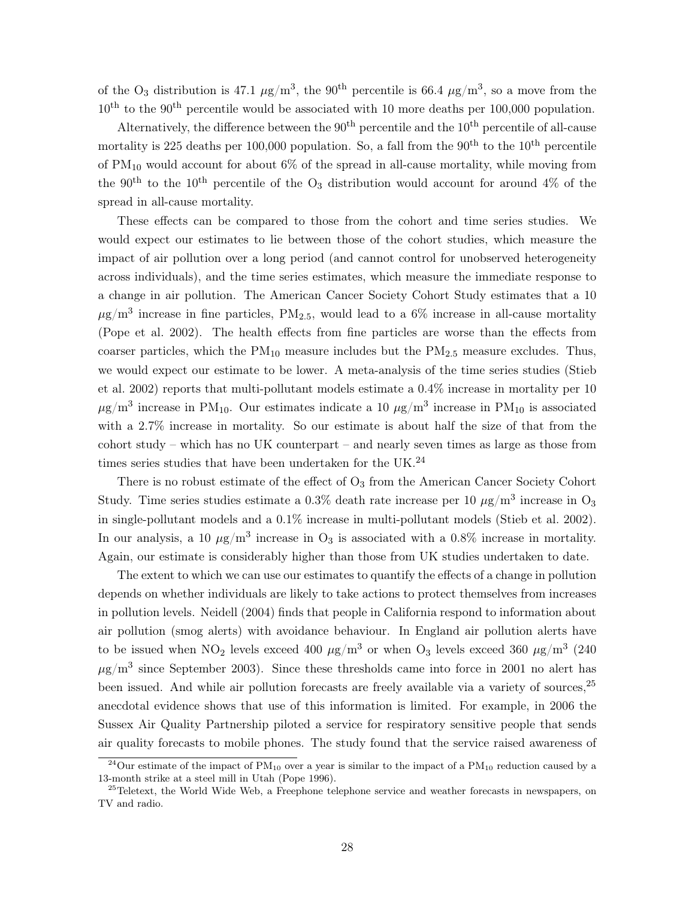of the $O_3$ distribution is 47.1 $\mu g/m^3$, the 90th percentile is 66.4 $\mu g/m^3$, so a move from the 10th to the 90th percentile would be associated with 10 more deaths per 100,000 population.

Alternatively, the difference between the 90th percentile and the 10th percentile of all-cause mortality is 225 deaths per 100,000 population. So, a fall from the 90th to the 10th percentile of $PM_{10}$ would account for about 6% of the spread in all-cause mortality, while moving from the 90th to the 10th percentile of the $O_3$ distribution would account for around 4% of the spread in all-cause mortality.

These effects can be compared to those from the cohort and time series studies. We would expect our estimates to lie between those of the cohort studies, which measure the impact of air pollution over a long period (and cannot control for unobserved heterogeneity across individuals), and the time series estimates, which measure the immediate response to a change in air pollution. The American Cancer Society Cohort Study estimates that a 10 $\mu g/m^3$ increase in fine particles, $PM_{2.5}$, would lead to a 6% increase in all-cause mortality (Pope et al. 2002). The health effects from fine particles are worse than the effects from coarser particles, which the $PM_{10}$ measure includes but the $PM_{2.5}$ measure excludes. Thus, we would expect our estimate to be lower. A meta-analysis of the time series studies (Stieb et al. 2002) reports that multi-pollutant models estimate a 0.4% increase in mortality per 10 $\mu g/m^3$ increase in $PM_{10}$. Our estimates indicate a 10 $\mu g/m^3$ increase in $PM_{10}$ is associated with a 2.7% increase in mortality. So our estimate is about half the size of that from the cohort study – which has no UK counterpart – and nearly seven times as large as those from times series studies that have been undertaken for the UK.[24]

There is no robust estimate of the effect of $O_3$ from the American Cancer Society Cohort Study. Time series studies estimate a 0.3% death rate increase per 10 $\mu g/m^3$ increase in $O_3$ in single-pollutant models and a 0.1% increase in multi-pollutant models (Stieb et al. 2002). In our analysis, a 10 $\mu g/m^3$ increase in $O_3$ is associated with a 0.8% increase in mortality. Again, our estimate is considerably higher than those from UK studies undertaken to date.

The extent to which we can use our estimates to quantify the effects of a change in pollution depends on whether individuals are likely to take actions to protect themselves from increases in pollution levels. Neidell (2004) finds that people in California respond to information about air pollution (smog alerts) with avoidance behaviour. In England air pollution alerts have to be issued when $NO_2$ levels exceed 400 $\mu g/m^3$ or when $O_3$ levels exceed 360 $\mu g/m^3$ (240 $\mu g/m^3$ since September 2003). Since these thresholds came into force in 2001 no alert has been issued. And while air pollution forecasts are freely available via a variety of sources,[25] anecdotal evidence shows that use of this information is limited. For example, in 2006 the Sussex Air Quality Partnership piloted a service for respiratory sensitive people that sends air quality forecasts to mobile phones. The study found that the service raised awareness of

[24] Our estimate of the impact of $PM_{10}$ over a year is similar to the impact of a $PM_{10}$ reduction caused by a 13-month strike at a steel mill in Utah (Pope 1996).

[25] Teletext, the World Wide Web, a Freephone telephone service and weather forecasts in newspapers, on TV and radio.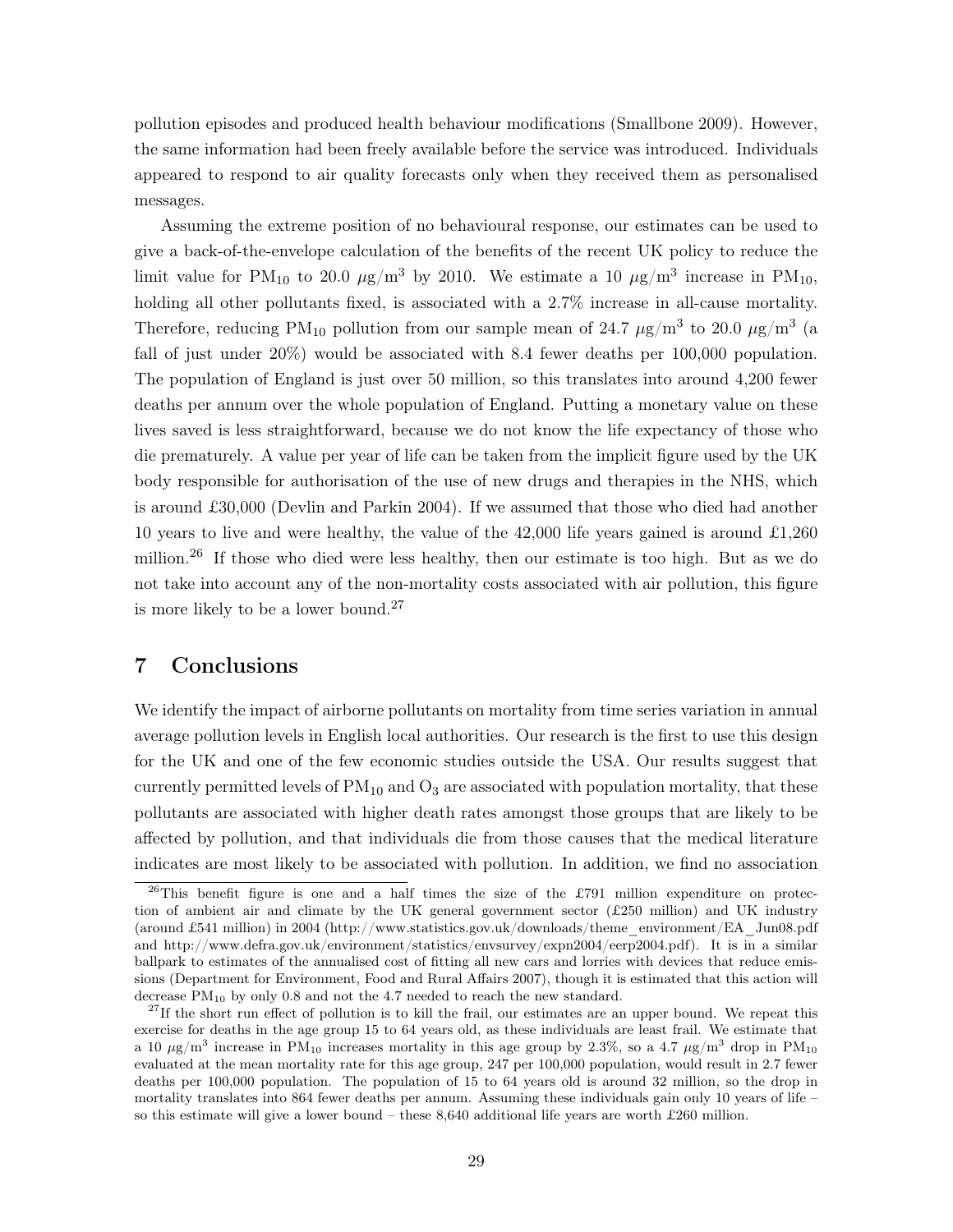pollution episodes and produced health behaviour modifications (Smallbone 2009). However, the same information had been freely available before the service was introduced. Individuals appeared to respond to air quality forecasts only when they received them as personalised messages.

Assuming the extreme position of no behavioural response, our estimates can be used to give a back-of-the-envelope calculation of the benefits of the recent UK policy to reduce the limit value for $PM_{10}$ to 20.0 $\mu g/m^3$ by 2010. We estimate a 10 $\mu g/m^3$ increase in $PM_{10}$, holding all other pollutants fixed, is associated with a 2.7% increase in all-cause mortality. Therefore, reducing $PM_{10}$ pollution from our sample mean of 24.7 $\mu g/m^3$ to 20.0 $\mu g/m^3$ (a fall of just under 20%) would be associated with 8.4 fewer deaths per 100,000 population. The population of England is just over 50 million, so this translates into around 4,200 fewer deaths per annum over the whole population of England. Putting a monetary value on these lives saved is less straightforward, because we do not know the life expectancy of those who die prematurely. A value per year of life can be taken from the implicit figure used by the UK body responsible for authorisation of the use of new drugs and therapies in the NHS, which is around £30,000 (Devlin and Parkin 2004). If we assumed that those who died had another 10 years to live and were healthy, the value of the 42,000 life years gained is around £1,260 million.[26] If those who died were less healthy, then our estimate is too high. But as we do not take into account any of the non-mortality costs associated with air pollution, this figure is more likely to be a lower bound.[27]

## 7 Conclusions

We identify the impact of airborne pollutants on mortality from time series variation in annual average pollution levels in English local authorities. Our research is the first to use this design for the UK and one of the few economic studies outside the USA. Our results suggest that currently permitted levels of $PM_{10}$ and $O_3$ are associated with population mortality, that these pollutants are associated with higher death rates amongst those groups that are likely to be affected by pollution, and that individuals die from those causes that the medical literature indicates are most likely to be associated with pollution. In addition, we find no association

---

[26] This benefit figure is one and a half times the size of the £791 million expenditure on protection of ambient air and climate by the UK general government sector (£250 million) and UK industry (around £541 million) in 2004 (http://www.statistics.gov.uk/downloads/theme_environment/EA_Jun08.pdf and http://www.defra.gov.uk/environment/statistics/envsurvey/expn2004/eerp2004.pdf). It is in a similar ballpark to estimates of the annualised cost of fitting all new cars and lorries with devices that reduce emissions (Department for Environment, Food and Rural Affairs 2007), though it is estimated that this action will decrease $PM_{10}$ by only 0.8 and not the 4.7 needed to reach the new standard.

[27] If the short run effect of pollution is to kill the frail, our estimates are an upper bound. We repeat this exercise for deaths in the age group 15 to 64 years old, as these individuals are least frail. We estimate that a 10 $\mu g/m^3$ increase in $PM_{10}$ increases mortality in this age group by 2.3%, so a 4.7 $\mu g/m^3$ drop in $PM_{10}$ evaluated at the mean mortality rate for this age group, 247 per 100,000 population, would result in 2.7 fewer deaths per 100,000 population. The population of 15 to 64 years old is around 32 million, so the drop in mortality translates into 864 fewer deaths per annum. Assuming these individuals gain only 10 years of life – so this estimate will give a lower bound – these 8,640 additional life years are worth £260 million.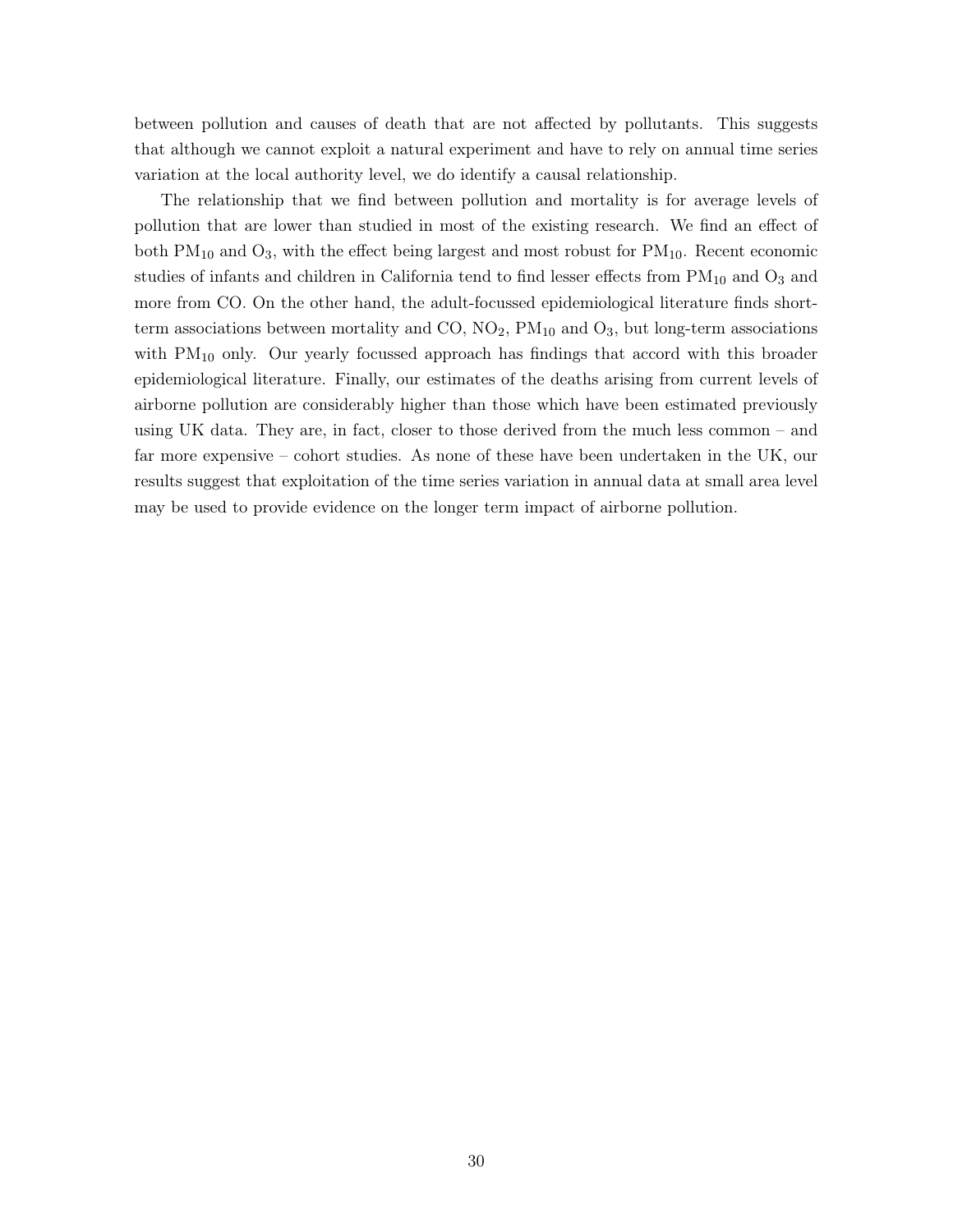between pollution and causes of death that are not affected by pollutants. This suggests that although we cannot exploit a natural experiment and have to rely on annual time series variation at the local authority level, we do identify a causal relationship.

The relationship that we find between pollution and mortality is for average levels of pollution that are lower than studied in most of the existing research. We find an effect of both $PM_{10}$ and $O_3$, with the effect being largest and most robust for $PM_{10}$. Recent economic studies of infants and children in California tend to find lesser effects from $PM_{10}$ and $O_3$ and more from CO. On the other hand, the adult-focussed epidemiological literature finds short-term associations between mortality and CO, $NO_2$, $PM_{10}$ and $O_3$, but long-term associations with $PM_{10}$ only. Our yearly focussed approach has findings that accord with this broader epidemiological literature. Finally, our estimates of the deaths arising from current levels of airborne pollution are considerably higher than those which have been estimated previously using UK data. They are, in fact, closer to those derived from the much less common – and far more expensive – cohort studies. As none of these have been undertaken in the UK, our results suggest that exploitation of the time series variation in annual data at small area level may be used to provide evidence on the longer term impact of airborne pollution.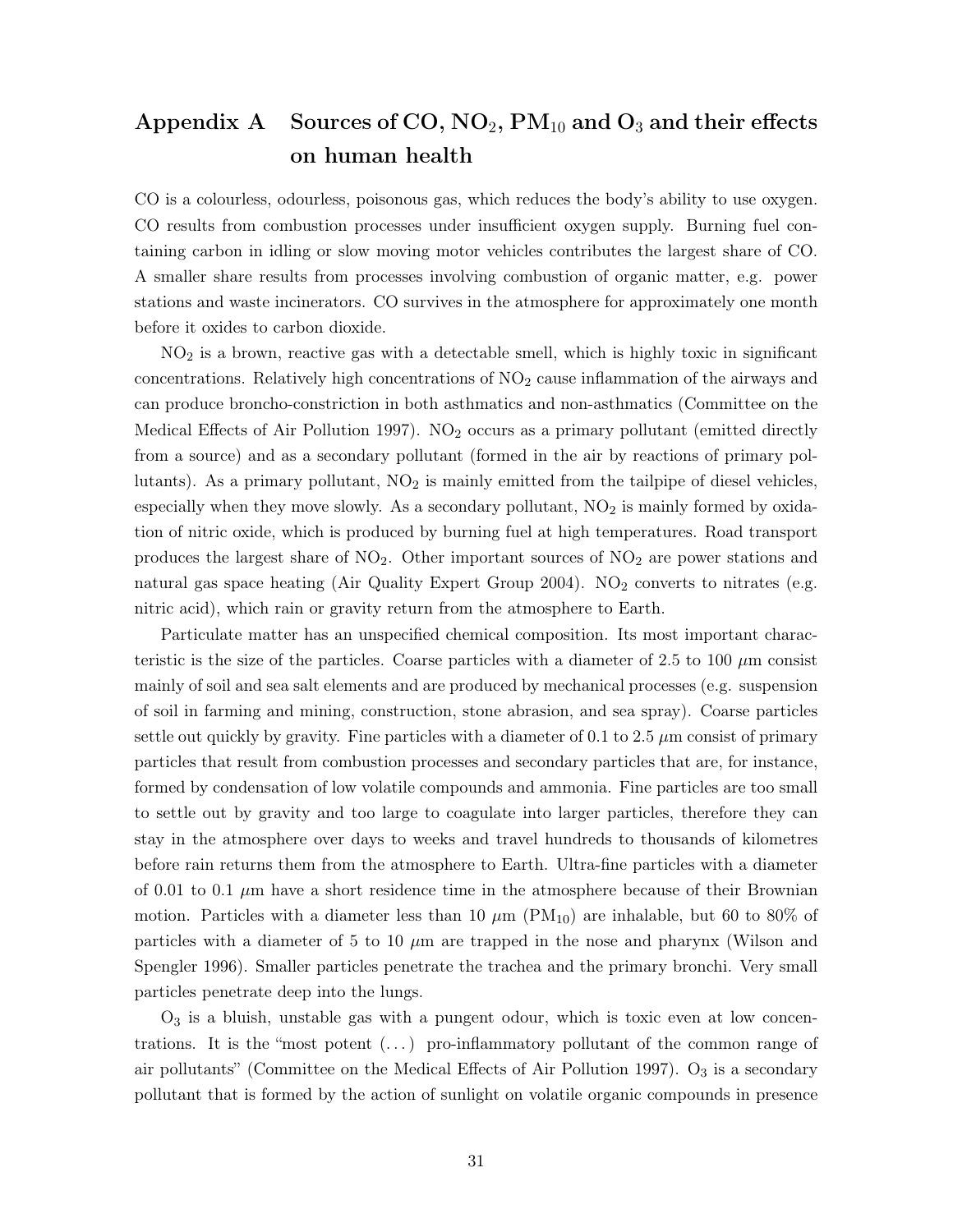# Appendix A Sources of CO, $NO_2$, $PM_{10}$ and $O_3$ and their effects on human health

CO is a colourless, odourless, poisonous gas, which reduces the body's ability to use oxygen. CO results from combustion processes under insufficient oxygen supply. Burning fuel containing carbon in idling or slow moving motor vehicles contributes the largest share of CO. A smaller share results from processes involving combustion of organic matter, e.g. power stations and waste incinerators. CO survives in the atmosphere for approximately one month before it oxides to carbon dioxide.

$NO_2$ is a brown, reactive gas with a detectable smell, which is highly toxic in significant concentrations. Relatively high concentrations of $NO_2$ cause inflammation of the airways and can produce broncho-constriction in both asthmatics and non-asthmatics (Committee on the Medical Effects of Air Pollution 1997). $NO_2$ occurs as a primary pollutant (emitted directly from a source) and as a secondary pollutant (formed in the air by reactions of primary pollutants). As a primary pollutant, $NO_2$ is mainly emitted from the tailpipe of diesel vehicles, especially when they move slowly. As a secondary pollutant, $NO_2$ is mainly formed by oxidation of nitric oxide, which is produced by burning fuel at high temperatures. Road transport produces the largest share of $NO_2$. Other important sources of $NO_2$ are power stations and natural gas space heating (Air Quality Expert Group 2004). $NO_2$ converts to nitrates (e.g. nitric acid), which rain or gravity return from the atmosphere to Earth.

Particulate matter has an unspecified chemical composition. Its most important characteristic is the size of the particles. Coarse particles with a diameter of 2.5 to 100 $\mu$m consist mainly of soil and sea salt elements and are produced by mechanical processes (e.g. suspension of soil in farming and mining, construction, stone abrasion, and sea spray). Coarse particles settle out quickly by gravity. Fine particles with a diameter of 0.1 to 2.5 $\mu$m consist of primary particles that result from combustion processes and secondary particles that are, for instance, formed by condensation of low volatile compounds and ammonia. Fine particles are too small to settle out by gravity and too large to coagulate into larger particles, therefore they can stay in the atmosphere over days to weeks and travel hundreds to thousands of kilometres before rain returns them from the atmosphere to Earth. Ultra-fine particles with a diameter of 0.01 to 0.1 $\mu$m have a short residence time in the atmosphere because of their Brownian motion. Particles with a diameter less than 10 $\mu$m ($PM_{10}$) are inhalable, but 60 to 80% of particles with a diameter of 5 to 10 $\mu$m are trapped in the nose and pharynx (Wilson and Spengler 1996). Smaller particles penetrate the trachea and the primary bronchi. Very small particles penetrate deep into the lungs.

$O_3$ is a bluish, unstable gas with a pungent odour, which is toxic even at low concentrations. It is the "most potent (...) pro-inflammatory pollutant of the common range of air pollutants" (Committee on the Medical Effects of Air Pollution 1997). $O_3$ is a secondary pollutant that is formed by the action of sunlight on volatile organic compounds in presence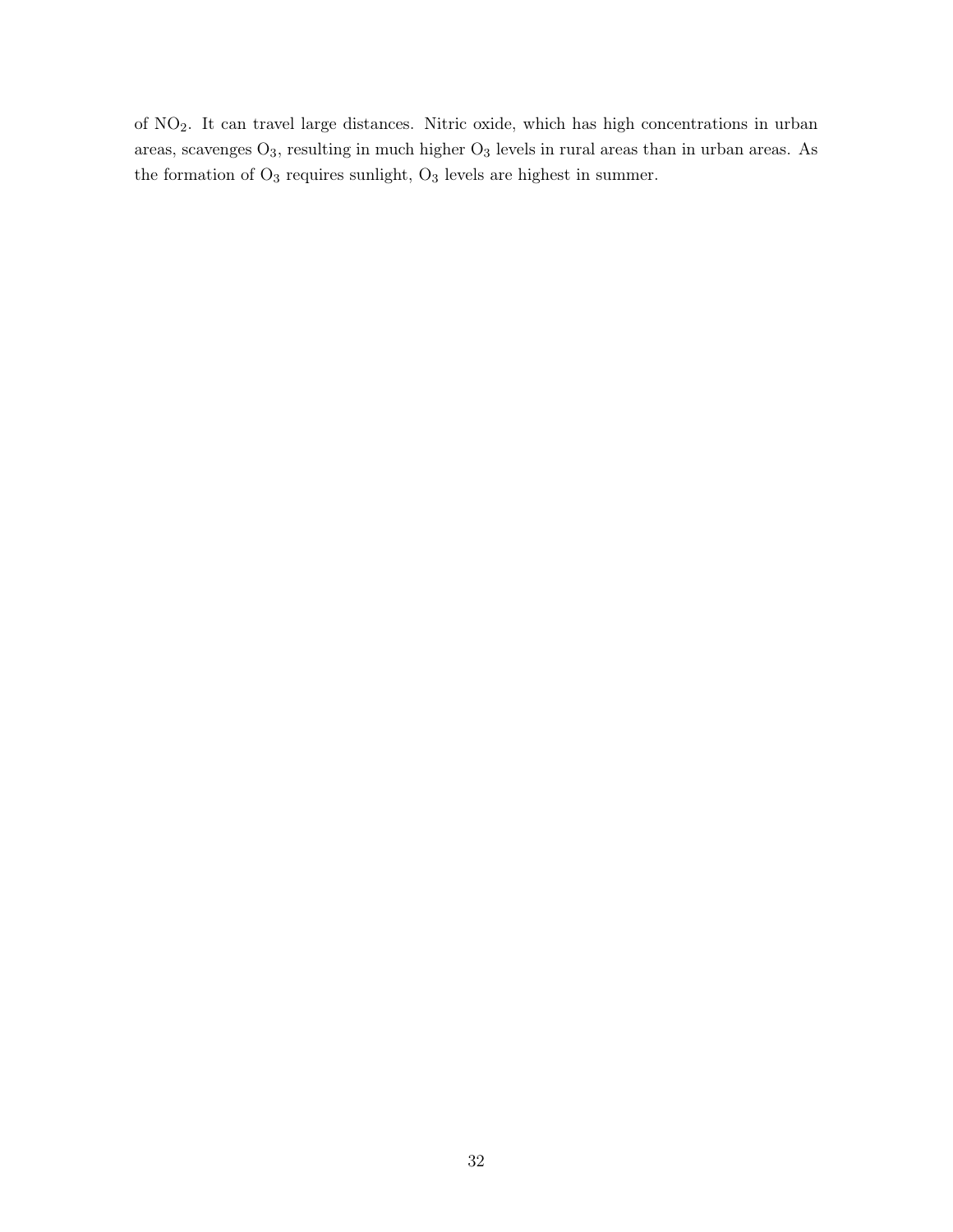of $NO_2$. It can travel large distances. Nitric oxide, which has high concentrations in urban areas, scavenges $O_3$, resulting in much higher $O_3$ levels in rural areas than in urban areas. As the formation of $O_3$ requires sunlight, $O_3$ levels are highest in summer.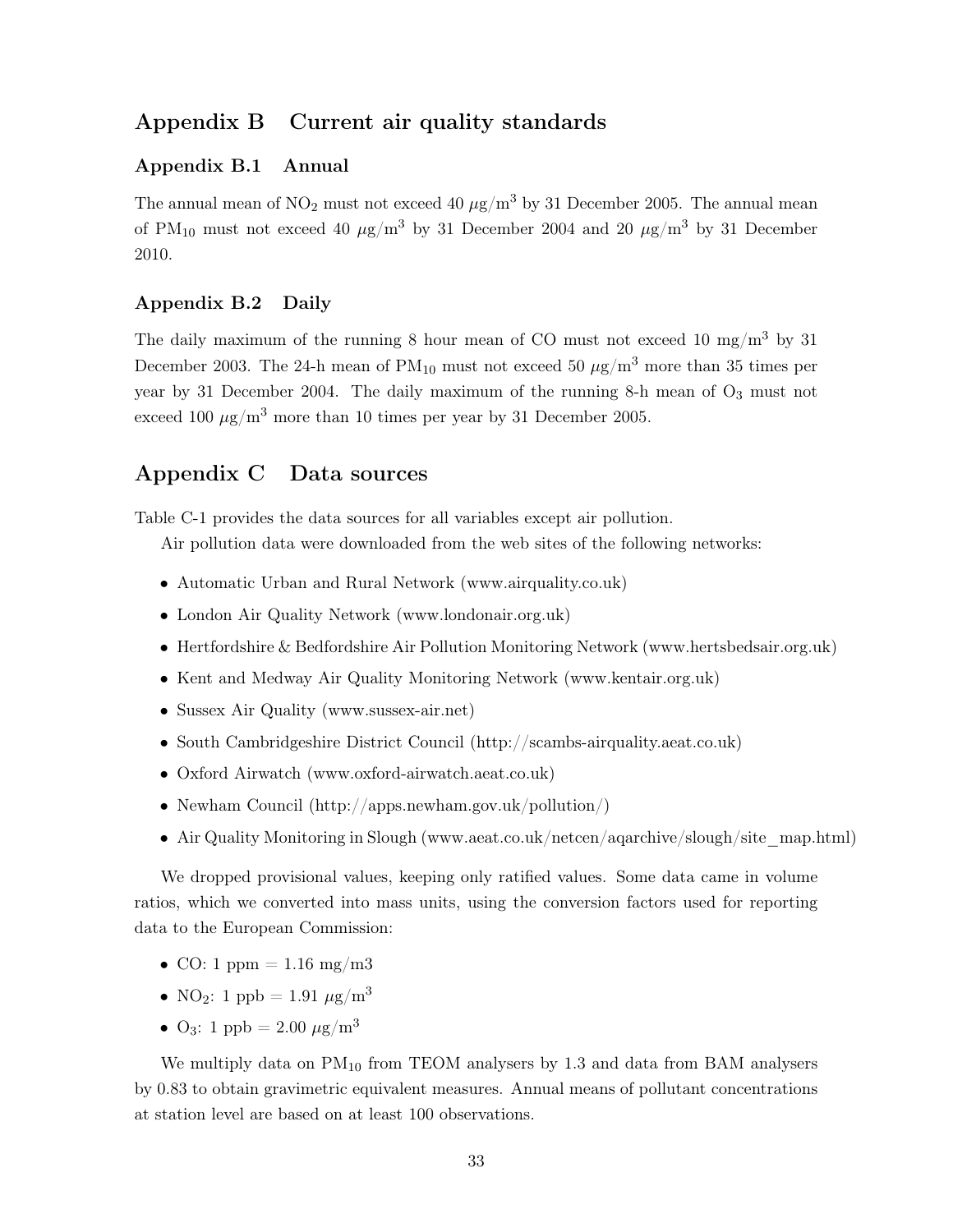# Appendix B Current air quality standards

## Appendix B.1 Annual

The annual mean of $NO_2$ must not exceed 40 $\mu g/m^3$ by 31 December 2005. The annual mean of $PM_{10}$ must not exceed 40 $\mu g/m^3$ by 31 December 2004 and 20 $\mu g/m^3$ by 31 December 2010.

## Appendix B.2 Daily

The daily maximum of the running 8 hour mean of CO must not exceed 10 $mg/m^3$ by 31 December 2003. The 24-h mean of $PM_{10}$ must not exceed 50 $\mu g/m^3$ more than 35 times per year by 31 December 2004. The daily maximum of the running 8-h mean of $O_3$ must not exceed 100 $\mu g/m^3$ more than 10 times per year by 31 December 2005.

# Appendix C Data sources

Table C-1 provides the data sources for all variables except air pollution.

Air pollution data were downloaded from the web sites of the following networks:

- Automatic Urban and Rural Network (www.airquality.co.uk)
- London Air Quality Network (www.londonair.org.uk)
- Hertfordshire & Bedfordshire Air Pollution Monitoring Network (www.hertsbedsair.org.uk)
- Kent and Medway Air Quality Monitoring Network (www.kentair.org.uk)
- Sussex Air Quality (www.sussex-air.net)
- South Cambridgeshire District Council (http://scambs-airquality.aeat.co.uk)
- Oxford Airwatch (www.oxford-airwatch.aeat.co.uk)
- Newham Council (http://apps.newham.gov.uk/pollution/)
- Air Quality Monitoring in Slough (www.aeat.co.uk/netcen/aqarchive/slough/site_map.html)

We dropped provisional values, keeping only ratified values. Some data came in volume ratios, which we converted into mass units, using the conversion factors used for reporting data to the European Commission:

- CO: 1 ppm = 1.16 mg/m3
- $NO_2$: 1 ppb = 1.91 $\mu g/m^3$
- $O_3$: 1 ppb = 2.00 $\mu g/m^3$

We multiply data on $PM_{10}$ from TEOM analysers by 1.3 and data from BAM analysers by 0.83 to obtain gravimetric equivalent measures. Annual means of pollutant concentrations at station level are based on at least 100 observations.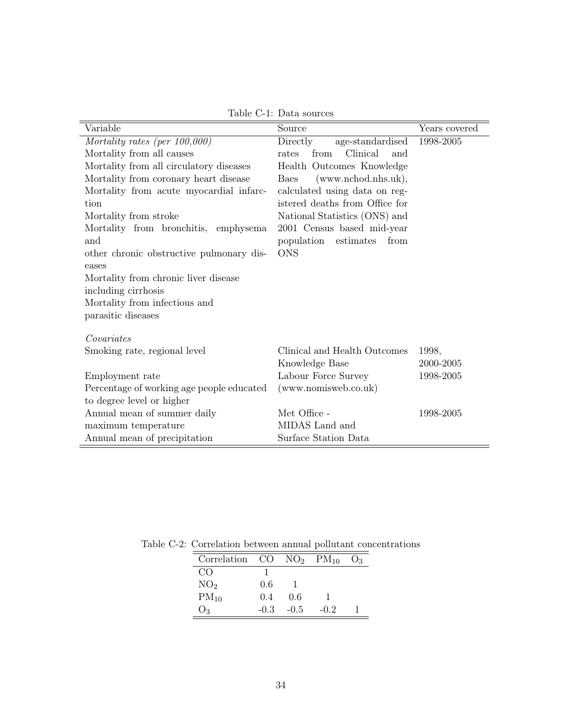Table C-1: Data sources

| Variable | Source | Years covered |
|---|---|---|
| *Mortality rates (per 100,000)* | Directly age-standardised rates from Clinical and Health Outcomes Knowledge Baes (www.nchod.nhs.uk), calculated using data on registered deaths from Office for National Statistics (ONS) and 2001 Census based mid-year population estimates from ONS | 1998-2005 |
| Mortality from all causes | | |
| Mortality from all circulatory diseases | | |
| Mortality from coronary heart disease | | |
| Mortality from acute myocardial infarction | | |
| Mortality from stroke | | |
| Mortality from bronchitis, emphysema and other chronic obstructive pulmonary diseases | | |
| Mortality from chronic liver disease including cirrhosis | | |
| Mortality from infectious and parasitic diseases | | |
| *Covariates* | | |
| Smoking rate, regional level | Clinical and Health Outcomes Knowledge Base | 1998, 2000-2005 |
| Employment rate | Labour Force Survey (www.nomisweb.co.uk) | 1998-2005 |
| Percentage of working age people educated to degree level or higher | | |
| Annual mean of summer daily maximum temperature | Met Office - MIDAS Land and Surface Station Data | 1998-2005 |
| Annual mean of precipitation | | |

Table C-2: Correlation between annual pollutant concentrations

| Correlation | CO | $NO_2$ | $PM_{10}$ | $O_3$ |
|---|---|---|---|---|
| CO | 1 | | | |
| $NO_2$ | 0.6 | 1 | | |
| $PM_{10}$ | 0.4 | 0.6 | 1 | |
| $O_3$ | -0.3 | -0.5 | -0.2 | 1 |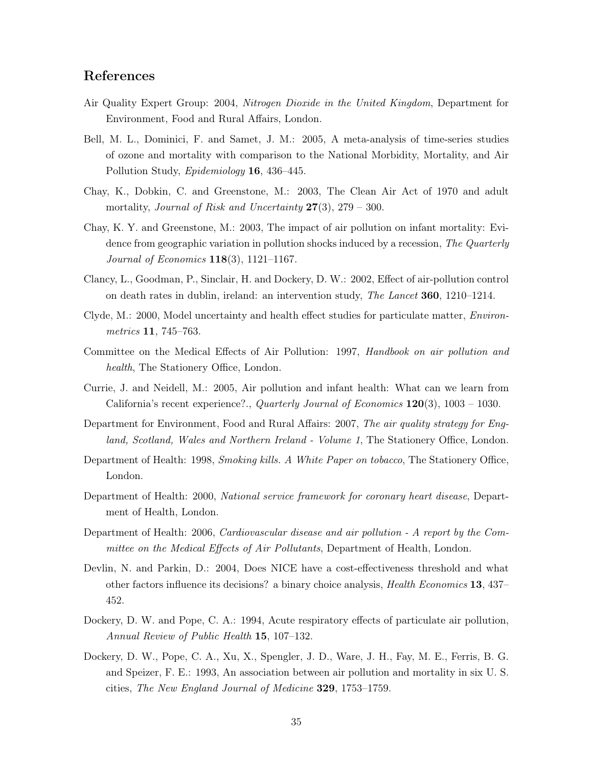## References

Air Quality Expert Group: 2004, *Nitrogen Dioxide in the United Kingdom*, Department for Environment, Food and Rural Affairs, London.

Bell, M. L., Dominici, F. and Samet, J. M.: 2005, A meta-analysis of time-series studies of ozone and mortality with comparison to the National Morbidity, Mortality, and Air Pollution Study, *Epidemiology* **16**, 436–445.

Chay, K., Dobkin, C. and Greenstone, M.: 2003, The Clean Air Act of 1970 and adult mortality, *Journal of Risk and Uncertainty* **27**(3), 279 – 300.

Chay, K. Y. and Greenstone, M.: 2003, The impact of air pollution on infant mortality: Evidence from geographic variation in pollution shocks induced by a recession, *The Quarterly Journal of Economics* **118**(3), 1121–1167.

Clancy, L., Goodman, P., Sinclair, H. and Dockery, D. W.: 2002, Effect of air-pollution control on death rates in dublin, ireland: an intervention study, *The Lancet* **360**, 1210–1214.

Clyde, M.: 2000, Model uncertainty and health effect studies for particulate matter, *Environmetrics* **11**, 745–763.

Committee on the Medical Effects of Air Pollution: 1997, *Handbook on air pollution and health*, The Stationery Office, London.

Currie, J. and Neidell, M.: 2005, Air pollution and infant health: What can we learn from California's recent experience?., *Quarterly Journal of Economics* **120**(3), 1003 – 1030.

Department for Environment, Food and Rural Affairs: 2007, *The air quality strategy for England, Scotland, Wales and Northern Ireland - Volume 1*, The Stationery Office, London.

Department of Health: 1998, *Smoking kills. A White Paper on tobacco*, The Stationery Office, London.

Department of Health: 2000, *National service framework for coronary heart disease*, Department of Health, London.

Department of Health: 2006, *Cardiovascular disease and air pollution - A report by the Committee on the Medical Effects of Air Pollutants*, Department of Health, London.

Devlin, N. and Parkin, D.: 2004, Does NICE have a cost-effectiveness threshold and what other factors influence its decisions? a binary choice analysis, *Health Economics* **13**, 437–452.

Dockery, D. W. and Pope, C. A.: 1994, Acute respiratory effects of particulate air pollution, *Annual Review of Public Health* **15**, 107–132.

Dockery, D. W., Pope, C. A., Xu, X., Spengler, J. D., Ware, J. H., Fay, M. E., Ferris, B. G. and Speizer, F. E.: 1993, An association between air pollution and mortality in six U. S. cities, *The New England Journal of Medicine* **329**, 1753–1759.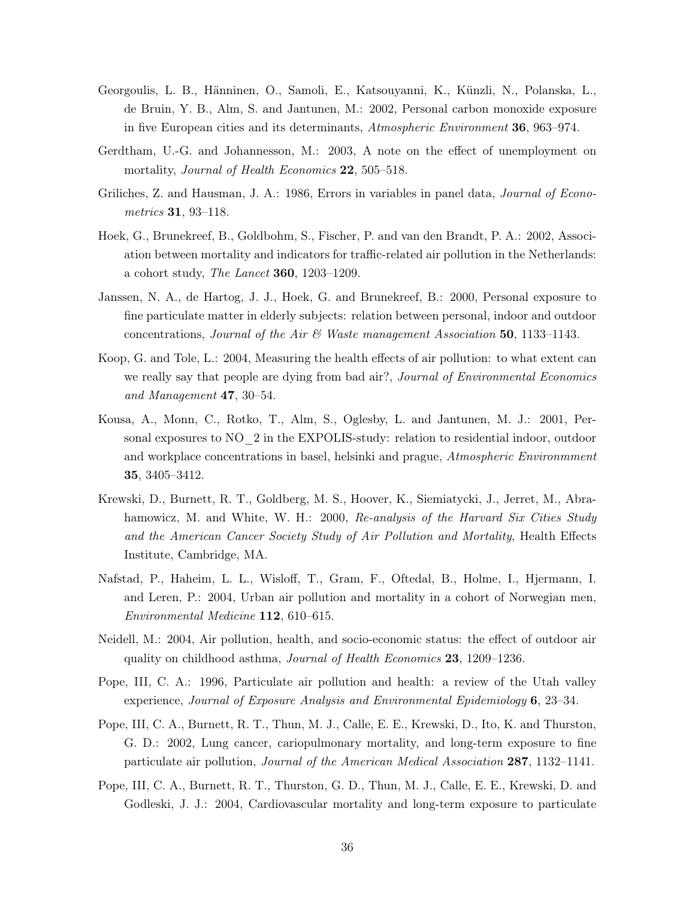Georgoulis, L. B., Hänninen, O., Samoli, E., Katsouyanni, K., Künzli, N., Polanska, L., de Bruin, Y. B., Alm, S. and Jantunen, M.: 2002, Personal carbon monoxide exposure in five European cities and its determinants, *Atmospheric Environment* **36**, 963–974.

Gerdtham, U.-G. and Johannesson, M.: 2003, A note on the effect of unemployment on mortality, *Journal of Health Economics* **22**, 505–518.

Griliches, Z. and Hausman, J. A.: 1986, Errors in variables in panel data, *Journal of Econometrics* **31**, 93–118.

Hoek, G., Brunekreef, B., Goldbohm, S., Fischer, P. and van den Brandt, P. A.: 2002, Association between mortality and indicators for traffic-related air pollution in the Netherlands: a cohort study, *The Lancet* **360**, 1203–1209.

Janssen, N. A., de Hartog, J. J., Hoek, G. and Brunekreef, B.: 2000, Personal exposure to fine particulate matter in elderly subjects: relation between personal, indoor and outdoor concentrations, *Journal of the Air & Waste management Association* **50**, 1133–1143.

Koop, G. and Tole, L.: 2004, Measuring the health effects of air pollution: to what extent can we really say that people are dying from bad air?, *Journal of Environmental Economics and Management* **47**, 30–54.

Kousa, A., Monn, C., Rotko, T., Alm, S., Oglesby, L. and Jantunen, M. J.: 2001, Personal exposures to NO_2 in the EXPOLIS-study: relation to residential indoor, outdoor and workplace concentrations in basel, helsinki and prague, *Atmospheric Environmment* **35**, 3405–3412.

Krewski, D., Burnett, R. T., Goldberg, M. S., Hoover, K., Siemiatycki, J., Jerret, M., Abrahamowicz, M. and White, W. H.: 2000, *Re-analysis of the Harvard Six Cities Study and the American Cancer Society Study of Air Pollution and Mortality*, Health Effects Institute, Cambridge, MA.

Nafstad, P., Haheim, L. L., Wisloff, T., Gram, F., Oftedal, B., Holme, I., Hjermann, I. and Leren, P.: 2004, Urban air pollution and mortality in a cohort of Norwegian men, *Environmental Medicine* **112**, 610–615.

Neidell, M.: 2004, Air pollution, health, and socio-economic status: the effect of outdoor air quality on childhood asthma, *Journal of Health Economics* **23**, 1209–1236.

Pope, III, C. A.: 1996, Particulate air pollution and health: a review of the Utah valley experience, *Journal of Exposure Analysis and Environmental Epidemiology* **6**, 23–34.

Pope, III, C. A., Burnett, R. T., Thun, M. J., Calle, E. E., Krewski, D., Ito, K. and Thurston, G. D.: 2002, Lung cancer, cariopulmonary mortality, and long-term exposure to fine particulate air pollution, *Journal of the American Medical Association* **287**, 1132–1141.

Pope, III, C. A., Burnett, R. T., Thurston, G. D., Thun, M. J., Calle, E. E., Krewski, D. and Godleski, J. J.: 2004, Cardiovascular mortality and long-term exposure to particulate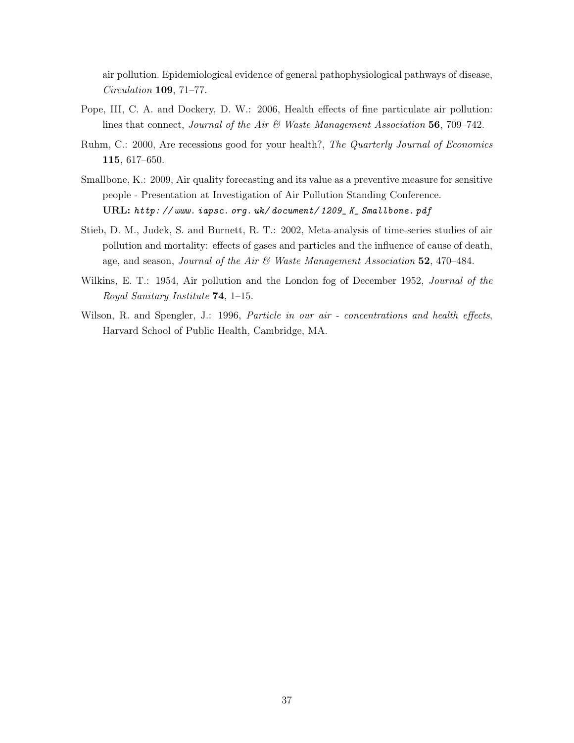air pollution. Epidemiological evidence of general pathophysiological pathways of disease, *Circulation* **109**, 71–77.

Pope, III, C. A. and Dockery, D. W.: 2006, Health effects of fine particulate air pollution: lines that connect, *Journal of the Air & Waste Management Association* **56**, 709–742.

Ruhm, C.: 2000, Are recessions good for your health?, *The Quarterly Journal of Economics* **115**, 617–650.

Smallbone, K.: 2009, Air quality forecasting and its value as a preventive measure for sensitive people - Presentation at Investigation of Air Pollution Standing Conference.
**URL:** *http://www.iapsc.org.uk/document/1209_K_Smallbone.pdf*

Stieb, D. M., Judek, S. and Burnett, R. T.: 2002, Meta-analysis of time-series studies of air pollution and mortality: effects of gases and particles and the influence of cause of death, age, and season, *Journal of the Air & Waste Management Association* **52**, 470–484.

Wilkins, E. T.: 1954, Air pollution and the London fog of December 1952, *Journal of the Royal Sanitary Institute* **74**, 1–15.

Wilson, R. and Spengler, J.: 1996, *Particle in our air - concentrations and health effects*, Harvard School of Public Health, Cambridge, MA.